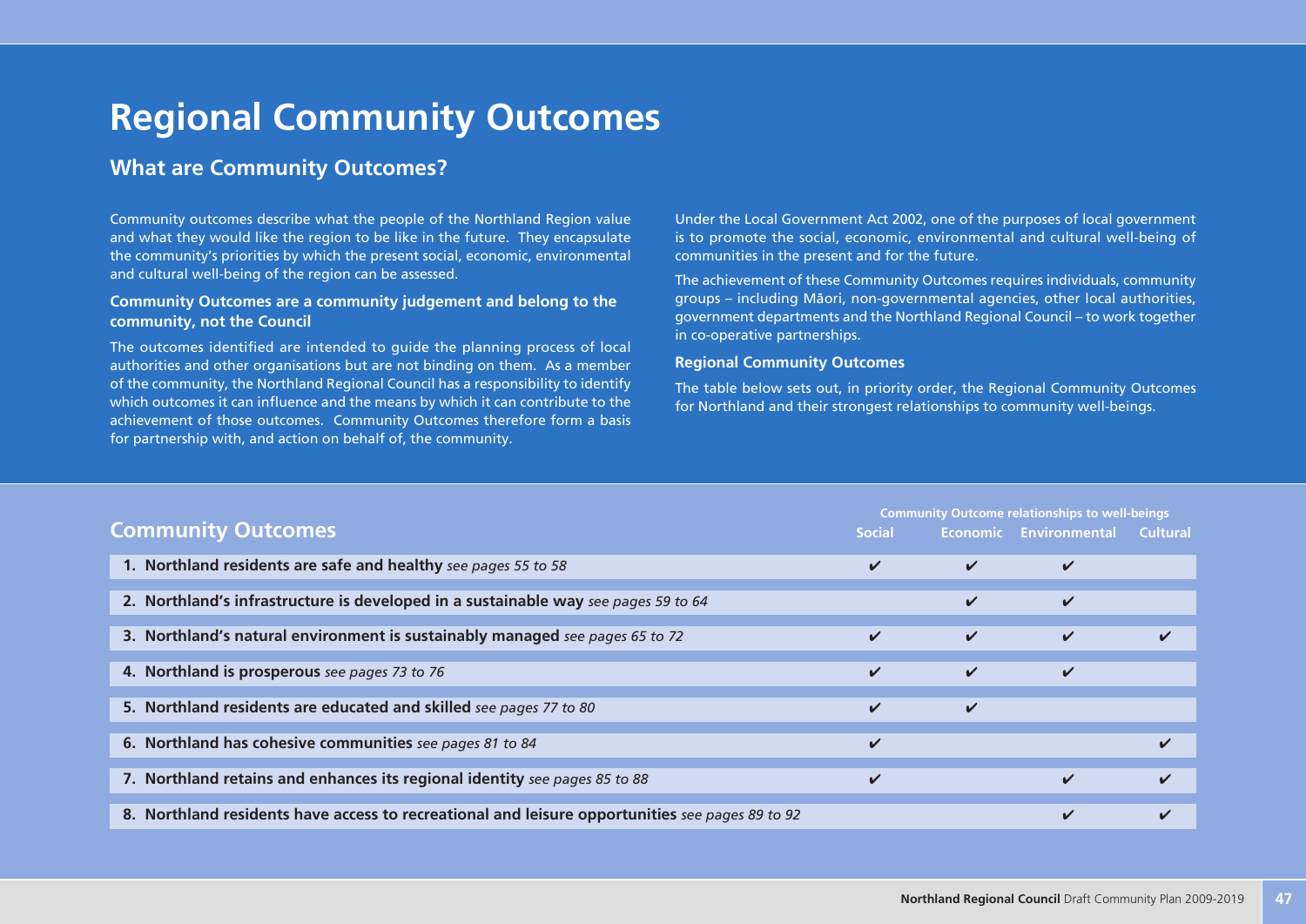# Regional Community Outcomes

## What are Community Outcomes?

Community outcomes describe what the people of the Northland Region value and what they would like the region to be like in the future. They encapsulate the community's priorities by which the present social, economic, environmental and cultural well-being of the region can be assessed.

### Community Outcomes are a community judgement and belong to the community, not the Council

The outcomes identified are intended to guide the planning process of local authorities and other organisations but are not binding on them. As a member of the community, the Northland Regional Council has a responsibility to identify which outcomes it can influence and the means by which it can contribute to the achievement of those outcomes. Community Outcomes therefore form a basis for partnership with, and action on behalf of, the community.

Under the Local Government Act 2002, one of the purposes of local government is to promote the social, economic, environmental and cultural well-being of communities in the present and for the future.

The achievement of these Community Outcomes requires individuals, community groups – including Māori, non-governmental agencies, other local authorities, government departments and the Northland Regional Council – to work together in co-operative partnerships.

### Regional Community Outcomes

The table below sets out, in priority order, the Regional Community Outcomes for Northland and their strongest relationships to community well-beings.

## Community Outcomes

| Community Outcomes | Community Outcome relationships to well-beings | | | |
|---|---|---|---|---|
| | Social | Economic | Environmental | Cultural |
| 1. **Northland residents are safe and healthy** *see pages 55 to 58* | ✔ | ✔ | ✔ | |
| 2. **Northland's infrastructure is developed in a sustainable way** *see pages 59 to 64* | | ✔ | ✔ | |
| 3. **Northland's natural environment is sustainably managed** *see pages 65 to 72* | ✔ | ✔ | ✔ | ✔ |
| 4. **Northland is prosperous** *see pages 73 to 76* | ✔ | ✔ | ✔ | |
| 5. **Northland residents are educated and skilled** *see pages 77 to 80* | ✔ | ✔ | | |
| 6. **Northland has cohesive communities** *see pages 81 to 84* | ✔ | | | ✔ |
| 7. **Northland retains and enhances its regional identity** *see pages 85 to 88* | ✔ | | ✔ | ✔ |
| 8. **Northland residents have access to recreational and leisure opportunities** *see pages 89 to 92* | | | ✔ | ✔ |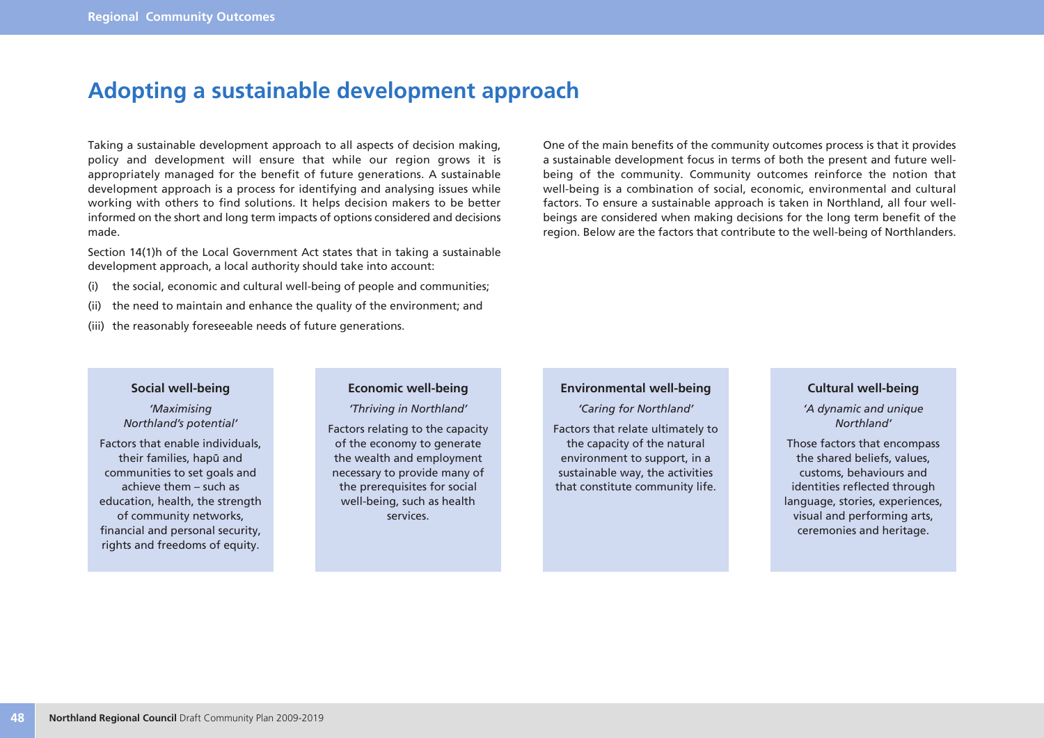# Adopting a sustainable development approach

Taking a sustainable development approach to all aspects of decision making, policy and development will ensure that while our region grows it is appropriately managed for the benefit of future generations. A sustainable development approach is a process for identifying and analysing issues while working with others to find solutions. It helps decision makers to be better informed on the short and long term impacts of options considered and decisions made.

Section 14(1)h of the Local Government Act states that in taking a sustainable development approach, a local authority should take into account:

(i) the social, economic and cultural well-being of people and communities;

(ii) the need to maintain and enhance the quality of the environment; and

(iii) the reasonably foreseeable needs of future generations.

One of the main benefits of the community outcomes process is that it provides a sustainable development focus in terms of both the present and future well-being of the community. Community outcomes reinforce the notion that well-being is a combination of social, economic, environmental and cultural factors. To ensure a sustainable approach is taken in Northland, all four well-beings are considered when making decisions for the long term benefit of the region. Below are the factors that contribute to the well-being of Northlanders.

### Social well-being

*'Maximising Northland's potential'*

Factors that enable individuals, their families, hapū and communities to set goals and achieve them – such as education, health, the strength of community networks, financial and personal security, rights and freedoms of equity.

### Economic well-being

*'Thriving in Northland'*

Factors relating to the capacity of the economy to generate the wealth and employment necessary to provide many of the prerequisites for social well-being, such as health services.

### Environmental well-being

*'Caring for Northland'*

Factors that relate ultimately to the capacity of the natural environment to support, in a sustainable way, the activities that constitute community life.

### Cultural well-being

*'A dynamic and unique Northland'*

Those factors that encompass the shared beliefs, values, customs, behaviours and identities reflected through language, stories, experiences, visual and performing arts, ceremonies and heritage.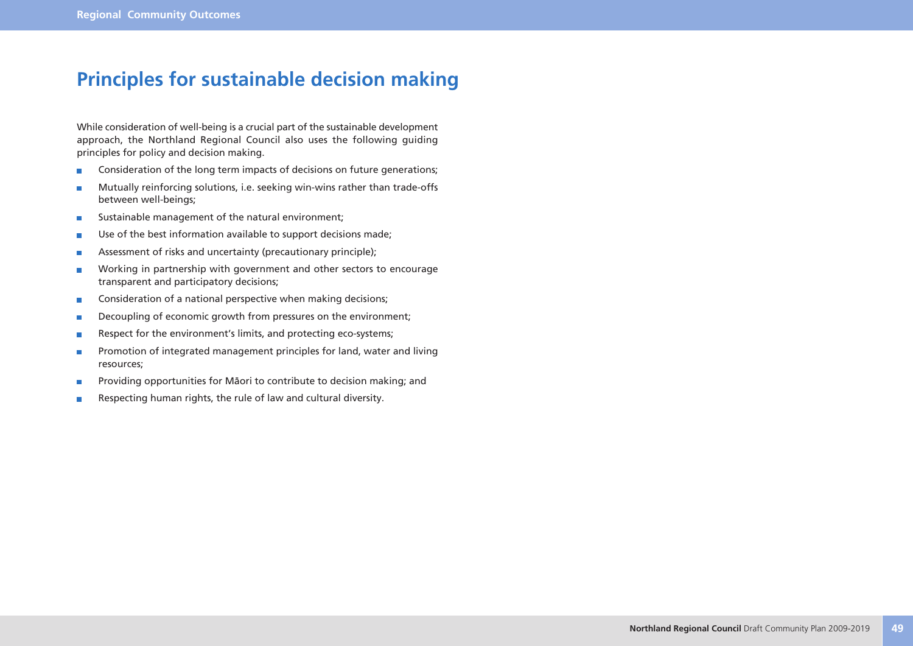# Principles for sustainable decision making

While consideration of well-being is a crucial part of the sustainable development approach, the Northland Regional Council also uses the following guiding principles for policy and decision making.

- Consideration of the long term impacts of decisions on future generations;
- Mutually reinforcing solutions, i.e. seeking win-wins rather than trade-offs between well-beings;
- Sustainable management of the natural environment;
- Use of the best information available to support decisions made;
- Assessment of risks and uncertainty (precautionary principle);
- Working in partnership with government and other sectors to encourage transparent and participatory decisions;
- Consideration of a national perspective when making decisions;
- Decoupling of economic growth from pressures on the environment;
- Respect for the environment's limits, and protecting eco-systems;
- Promotion of integrated management principles for land, water and living resources;
- Providing opportunities for Māori to contribute to decision making; and
- Respecting human rights, the rule of law and cultural diversity.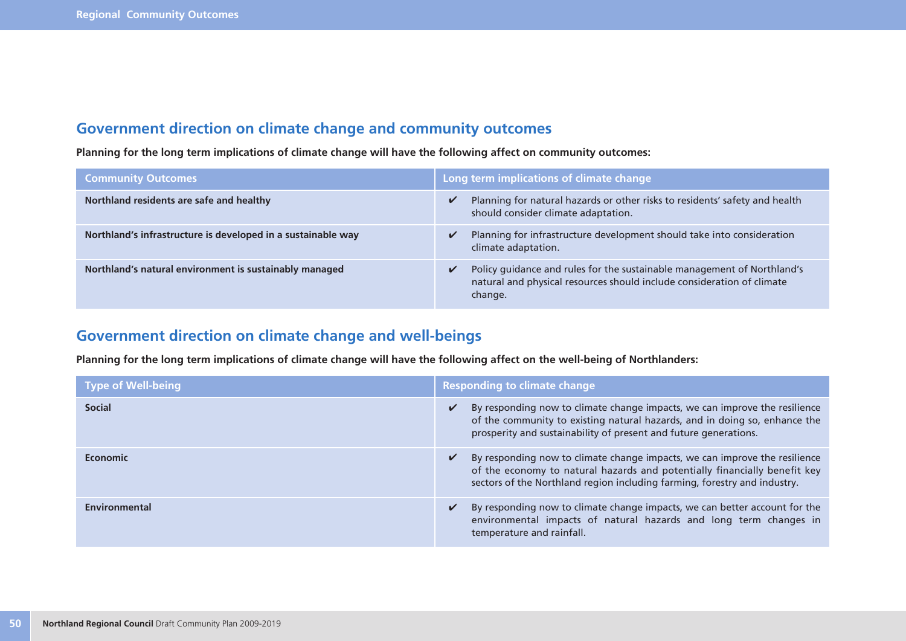## Government direction on climate change and community outcomes

**Planning for the long term implications of climate change will have the following affect on community outcomes:**

| Community Outcomes | Long term implications of climate change |
|---|---|
| **Northland residents are safe and healthy** | ✔ Planning for natural hazards or other risks to residents' safety and health should consider climate adaptation. |
| **Northland's infrastructure is developed in a sustainable way** | ✔ Planning for infrastructure development should take into consideration climate adaptation. |
| **Northland's natural environment is sustainably managed** | ✔ Policy guidance and rules for the sustainable management of Northland's natural and physical resources should include consideration of climate change. |

## Government direction on climate change and well-beings

**Planning for the long term implications of climate change will have the following affect on the well-being of Northlanders:**

| Type of Well-being | Responding to climate change |
|---|---|
| **Social** | ✔ By responding now to climate change impacts, we can improve the resilience of the community to existing natural hazards, and in doing so, enhance the prosperity and sustainability of present and future generations. |
| **Economic** | ✔ By responding now to climate change impacts, we can improve the resilience of the economy to natural hazards and potentially financially benefit key sectors of the Northland region including farming, forestry and industry. |
| **Environmental** | ✔ By responding now to climate change impacts, we can better account for the environmental impacts of natural hazards and long term changes in temperature and rainfall. |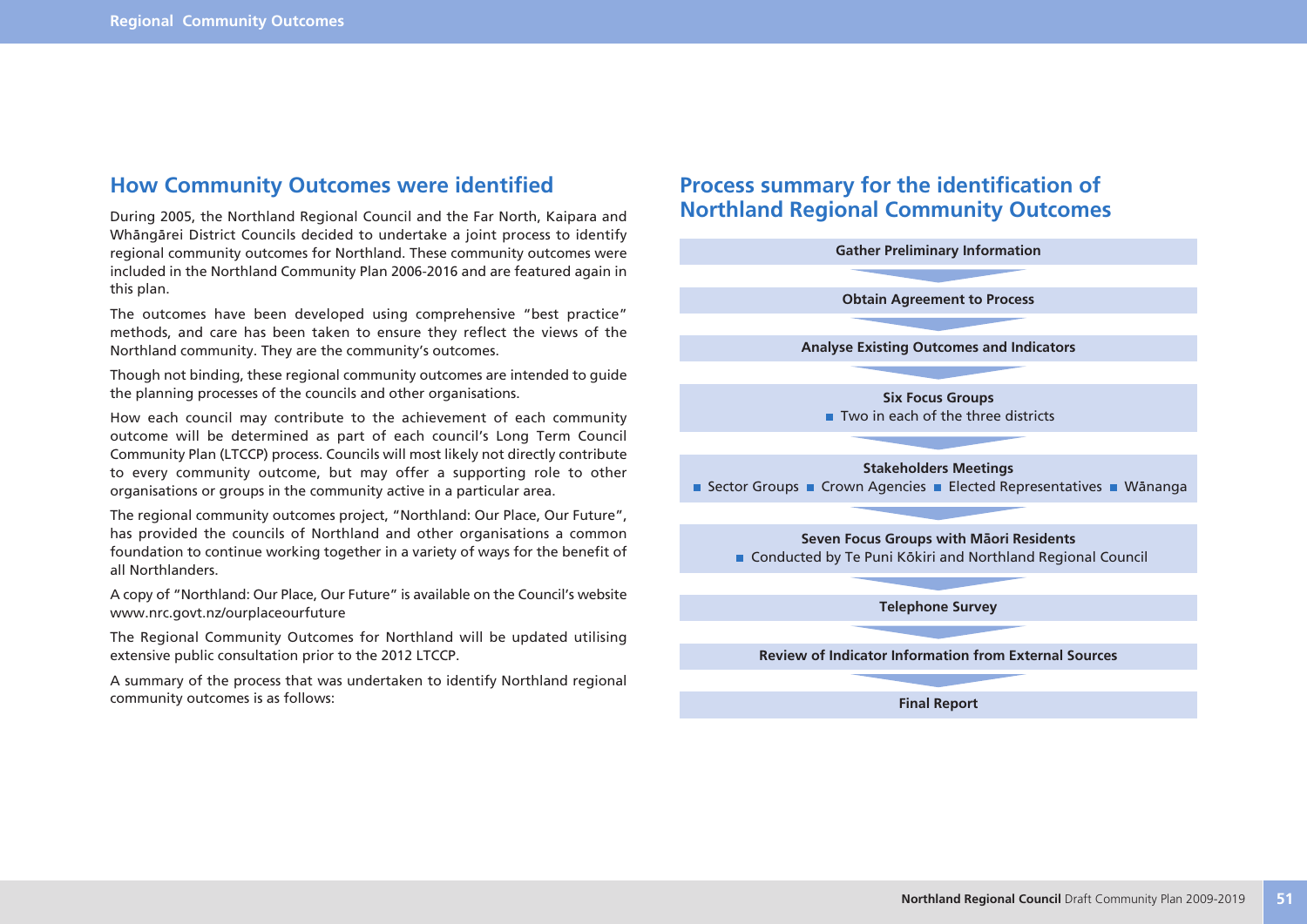## How Community Outcomes were identified

During 2005, the Northland Regional Council and the Far North, Kaipara and Whāngārei District Councils decided to undertake a joint process to identify regional community outcomes for Northland. These community outcomes were included in the Northland Community Plan 2006-2016 and are featured again in this plan.

The outcomes have been developed using comprehensive "best practice" methods, and care has been taken to ensure they reflect the views of the Northland community. They are the community's outcomes.

Though not binding, these regional community outcomes are intended to guide the planning processes of the councils and other organisations.

How each council may contribute to the achievement of each community outcome will be determined as part of each council's Long Term Council Community Plan (LTCCP) process. Councils will most likely not directly contribute to every community outcome, but may offer a supporting role to other organisations or groups in the community active in a particular area.

The regional community outcomes project, "Northland: Our Place, Our Future", has provided the councils of Northland and other organisations a common foundation to continue working together in a variety of ways for the benefit of all Northlanders.

A copy of "Northland: Our Place, Our Future" is available on the Council's website www.nrc.govt.nz/ourplaceourfuture

The Regional Community Outcomes for Northland will be updated utilising extensive public consultation prior to the 2012 LTCCP.

A summary of the process that was undertaken to identify Northland regional community outcomes is as follows:

## Process summary for the identification of Northland Regional Community Outcomes

**Gather Preliminary Information**

↓

**Obtain Agreement to Process**

↓

**Analyse Existing Outcomes and Indicators**

↓

**Six Focus Groups**
- Two in each of the three districts

↓

**Stakeholders Meetings**
- Sector Groups
- Crown Agencies
- Elected Representatives
- Wānanga

↓

**Seven Focus Groups with Māori Residents**
- Conducted by Te Puni Kōkiri and Northland Regional Council

↓

**Telephone Survey**

↓

**Review of Indicator Information from External Sources**

↓

**Final Report**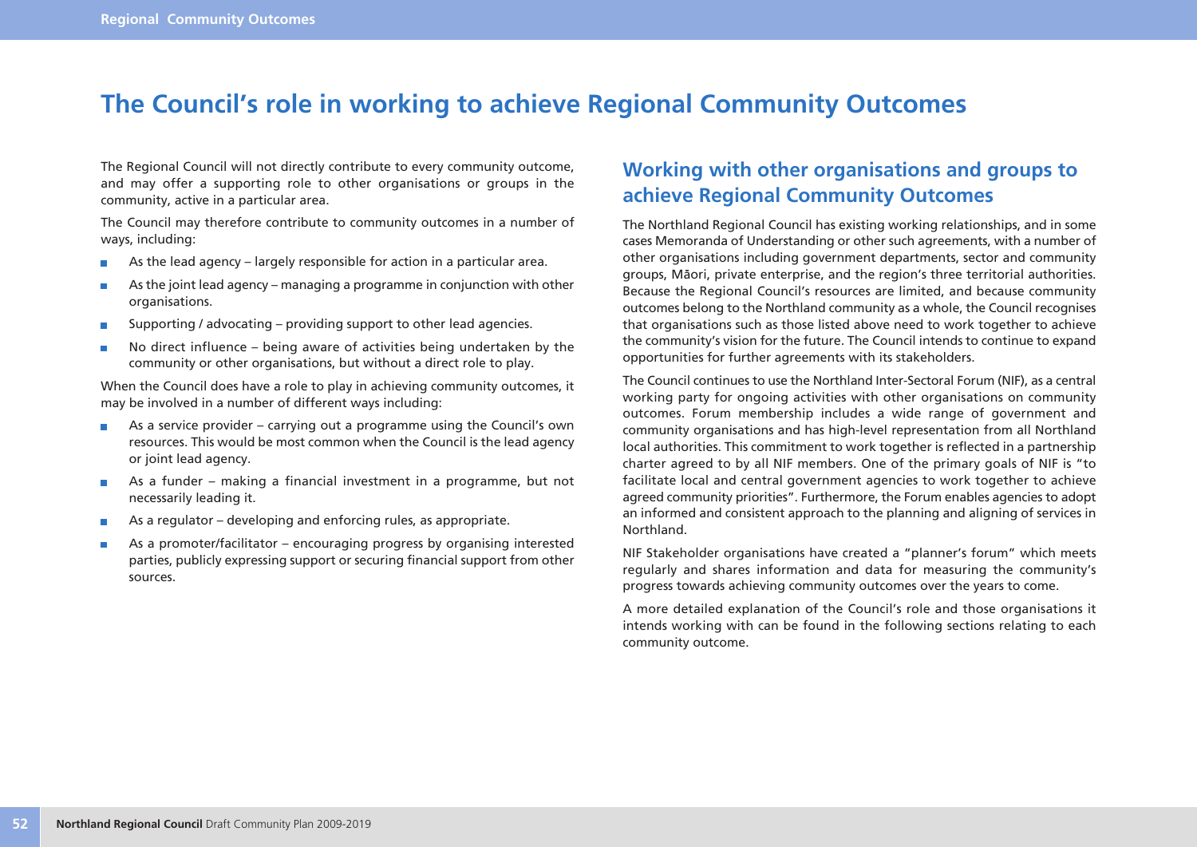# The Council's role in working to achieve Regional Community Outcomes

The Regional Council will not directly contribute to every community outcome, and may offer a supporting role to other organisations or groups in the community, active in a particular area.

The Council may therefore contribute to community outcomes in a number of ways, including:

- As the lead agency – largely responsible for action in a particular area.
- As the joint lead agency – managing a programme in conjunction with other organisations.
- Supporting / advocating – providing support to other lead agencies.
- No direct influence – being aware of activities being undertaken by the community or other organisations, but without a direct role to play.

When the Council does have a role to play in achieving community outcomes, it may be involved in a number of different ways including:

- As a service provider – carrying out a programme using the Council's own resources. This would be most common when the Council is the lead agency or joint lead agency.
- As a funder – making a financial investment in a programme, but not necessarily leading it.
- As a regulator – developing and enforcing rules, as appropriate.
- As a promoter/facilitator – encouraging progress by organising interested parties, publicly expressing support or securing financial support from other sources.

## Working with other organisations and groups to achieve Regional Community Outcomes

The Northland Regional Council has existing working relationships, and in some cases Memoranda of Understanding or other such agreements, with a number of other organisations including government departments, sector and community groups, Māori, private enterprise, and the region's three territorial authorities. Because the Regional Council's resources are limited, and because community outcomes belong to the Northland community as a whole, the Council recognises that organisations such as those listed above need to work together to achieve the community's vision for the future. The Council intends to continue to expand opportunities for further agreements with its stakeholders.

The Council continues to use the Northland Inter-Sectoral Forum (NIF), as a central working party for ongoing activities with other organisations on community outcomes. Forum membership includes a wide range of government and community organisations and has high-level representation from all Northland local authorities. This commitment to work together is reflected in a partnership charter agreed to by all NIF members. One of the primary goals of NIF is "to facilitate local and central government agencies to work together to achieve agreed community priorities". Furthermore, the Forum enables agencies to adopt an informed and consistent approach to the planning and aligning of services in Northland.

NIF Stakeholder organisations have created a "planner's forum" which meets regularly and shares information and data for measuring the community's progress towards achieving community outcomes over the years to come.

A more detailed explanation of the Council's role and those organisations it intends working with can be found in the following sections relating to each community outcome.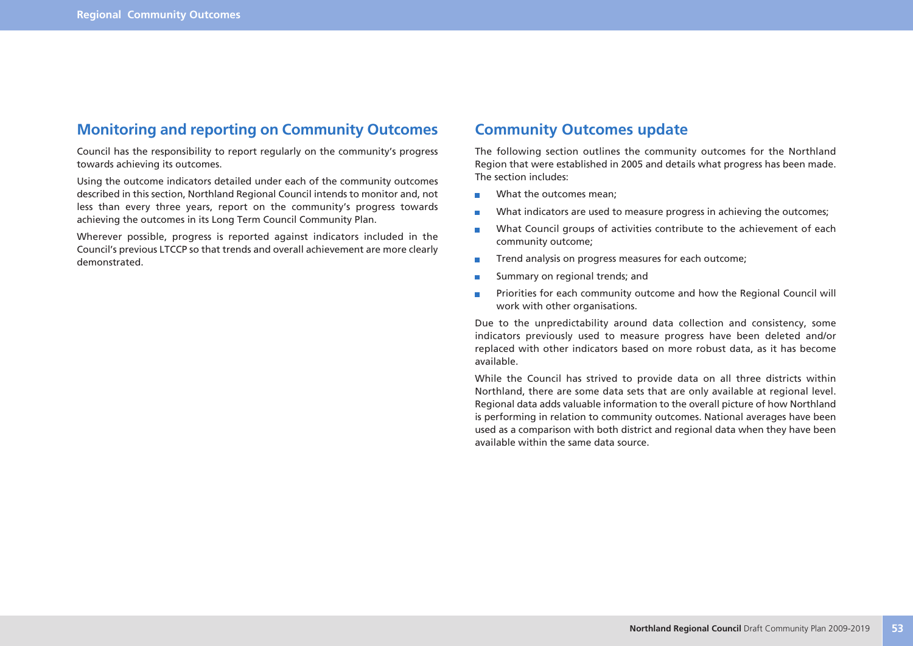## Monitoring and reporting on Community Outcomes

Council has the responsibility to report regularly on the community's progress towards achieving its outcomes.

Using the outcome indicators detailed under each of the community outcomes described in this section, Northland Regional Council intends to monitor and, not less than every three years, report on the community's progress towards achieving the outcomes in its Long Term Council Community Plan.

Wherever possible, progress is reported against indicators included in the Council's previous LTCCP so that trends and overall achievement are more clearly demonstrated.

## Community Outcomes update

The following section outlines the community outcomes for the Northland Region that were established in 2005 and details what progress has been made. The section includes:

- What the outcomes mean;
- What indicators are used to measure progress in achieving the outcomes;
- What Council groups of activities contribute to the achievement of each community outcome;
- Trend analysis on progress measures for each outcome;
- Summary on regional trends; and
- Priorities for each community outcome and how the Regional Council will work with other organisations.

Due to the unpredictability around data collection and consistency, some indicators previously used to measure progress have been deleted and/or replaced with other indicators based on more robust data, as it has become available.

While the Council has strived to provide data on all three districts within Northland, there are some data sets that are only available at regional level. Regional data adds valuable information to the overall picture of how Northland is performing in relation to community outcomes. National averages have been used as a comparison with both district and regional data when they have been available within the same data source.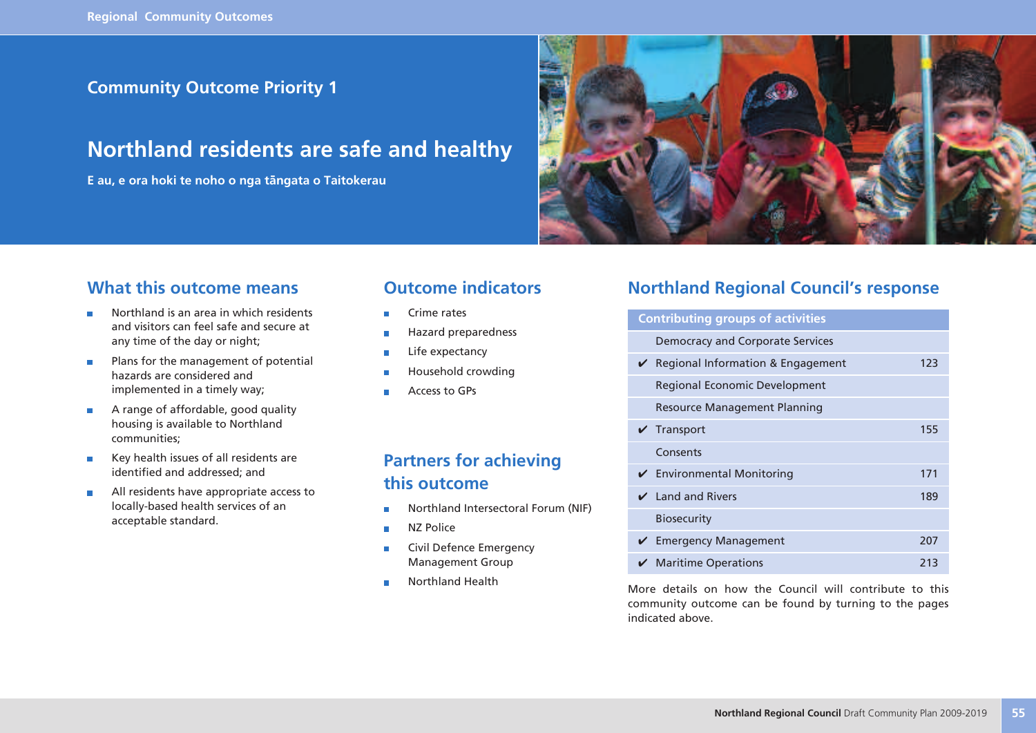## Community Outcome Priority 1

# Northland residents are safe and healthy

**E au, e ora hoki te noho o nga tāngata o Taitokerau**

## What this outcome means

- Northland is an area in which residents and visitors can feel safe and secure at any time of the day or night;
- Plans for the management of potential hazards are considered and implemented in a timely way;
- A range of affordable, good quality housing is available to Northland communities;
- Key health issues of all residents are identified and addressed; and
- All residents have appropriate access to locally-based health services of an acceptable standard.

## Outcome indicators

- Crime rates
- Hazard preparedness
- Life expectancy
- Household crowding
- Access to GPs

## Partners for achieving this outcome

- Northland Intersectoral Forum (NIF)
- NZ Police
- Civil Defence Emergency Management Group
- Northland Health

## Northland Regional Council's response

| | Contributing groups of activities | |
|---|---|---|
| | Democracy and Corporate Services | |
| ✔ | Regional Information & Engagement | 123 |
| | Regional Economic Development | |
| | Resource Management Planning | |
| ✔ | Transport | 155 |
| | Consents | |
| ✔ | Environmental Monitoring | 171 |
| ✔ | Land and Rivers | 189 |
| | Biosecurity | |
| ✔ | Emergency Management | 207 |
| ✔ | Maritime Operations | 213 |

More details on how the Council will contribute to this community outcome can be found by turning to the pages indicated above.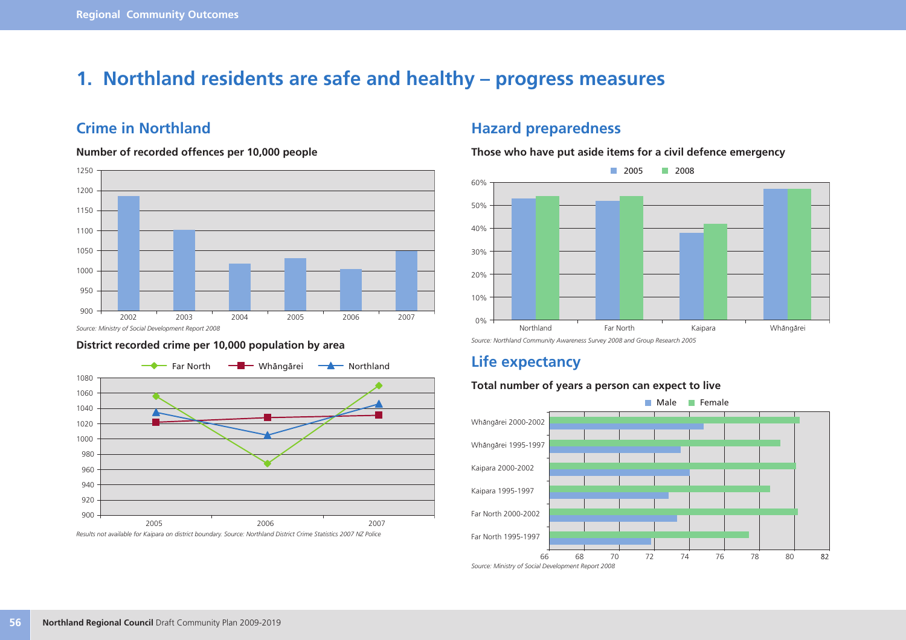# 1. Northland residents are safe and healthy – progress measures

## Crime in Northland

**Number of recorded offences per 10,000 people**

*Source: Ministry of Social Development Report 2008*

**District recorded crime per 10,000 population by area**

*Results not available for Kaipara on district boundary. Source: Northland District Crime Statistics 2007 NZ Police*

## Hazard preparedness

**Those who have put aside items for a civil defence emergency**

*Source: Northland Community Awareness Survey 2008 and Group Research 2005*

## Life expectancy

**Total number of years a person can expect to live**

*Source: Ministry of Social Development Report 2008*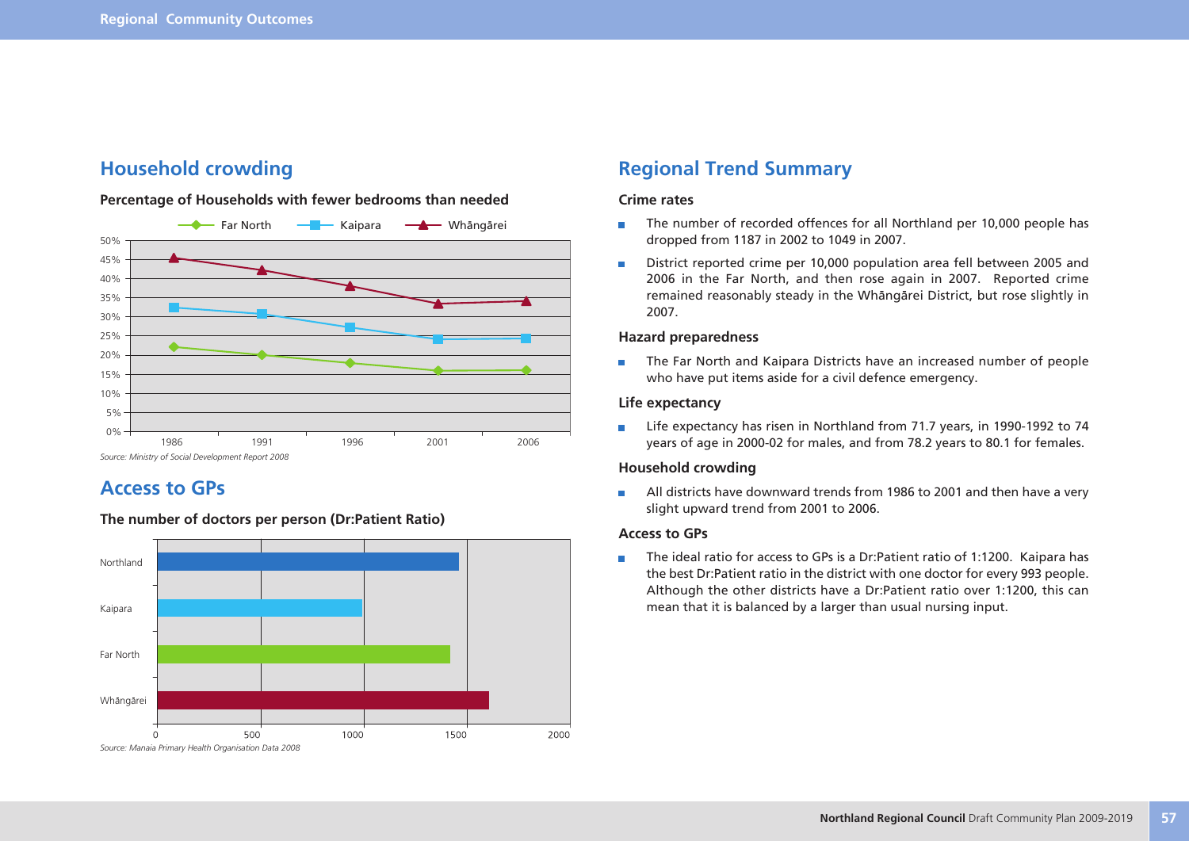## Household crowding

**Percentage of Households with fewer bedrooms than needed**

*Source: Ministry of Social Development Report 2008*

## Access to GPs

**The number of doctors per person (Dr:Patient Ratio)**

*Source: Manaia Primary Health Organisation Data 2008*

## Regional Trend Summary

### Crime rates

- The number of recorded offences for all Northland per 10,000 people has dropped from 1187 in 2002 to 1049 in 2007.
- District reported crime per 10,000 population area fell between 2005 and 2006 in the Far North, and then rose again in 2007. Reported crime remained reasonably steady in the Whāngārei District, but rose slightly in 2007.

### Hazard preparedness

- The Far North and Kaipara Districts have an increased number of people who have put items aside for a civil defence emergency.

### Life expectancy

- Life expectancy has risen in Northland from 71.7 years, in 1990-1992 to 74 years of age in 2000-02 for males, and from 78.2 years to 80.1 for females.

### Household crowding

- All districts have downward trends from 1986 to 2001 and then have a very slight upward trend from 2001 to 2006.

### Access to GPs

- The ideal ratio for access to GPs is a Dr:Patient ratio of 1:1200. Kaipara has the best Dr:Patient ratio in the district with one doctor for every 993 people. Although the other districts have a Dr:Patient ratio over 1:1200, this can mean that it is balanced by a larger than usual nursing input.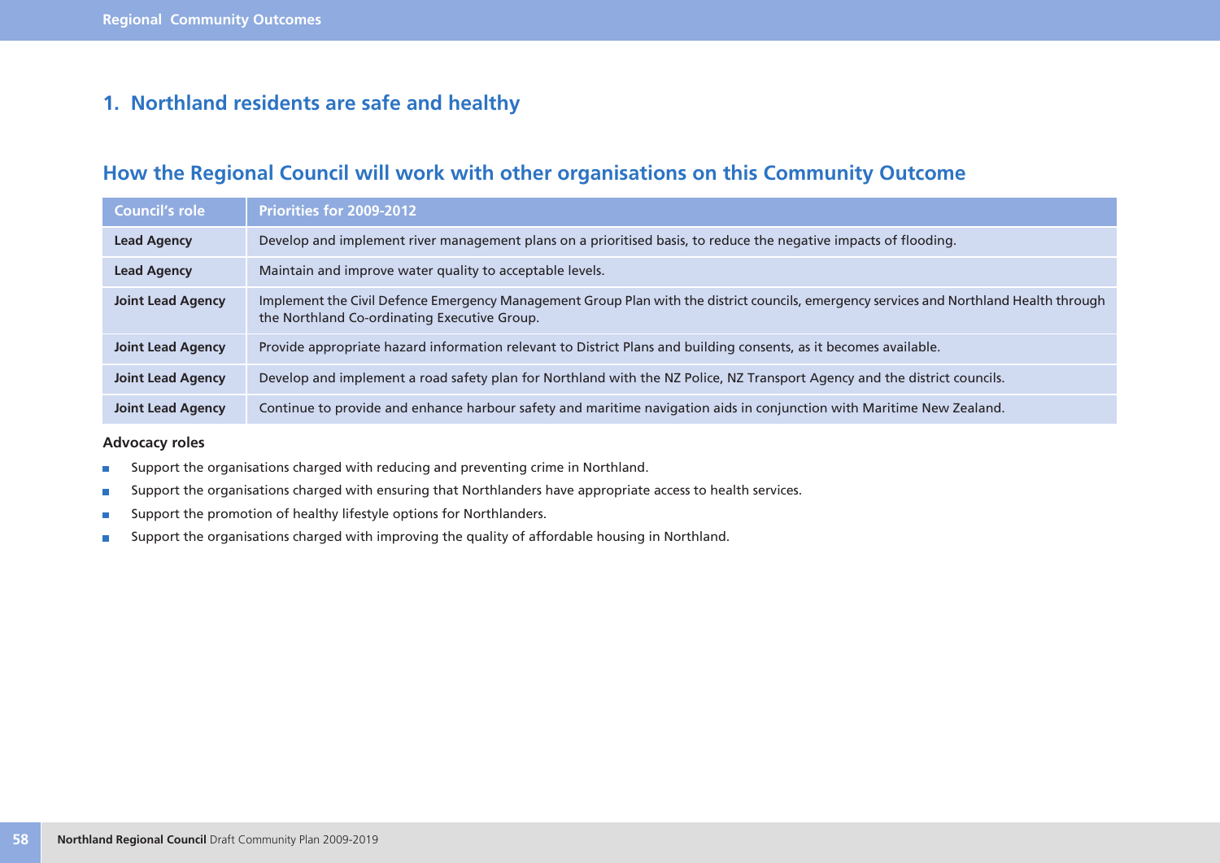## 1. Northland residents are safe and healthy

### How the Regional Council will work with other organisations on this Community Outcome

| Council's role | Priorities for 2009-2012 |
|---|---|
| **Lead Agency** | Develop and implement river management plans on a prioritised basis, to reduce the negative impacts of flooding. |
| **Lead Agency** | Maintain and improve water quality to acceptable levels. |
| **Joint Lead Agency** | Implement the Civil Defence Emergency Management Group Plan with the district councils, emergency services and Northland Health through the Northland Co-ordinating Executive Group. |
| **Joint Lead Agency** | Provide appropriate hazard information relevant to District Plans and building consents, as it becomes available. |
| **Joint Lead Agency** | Develop and implement a road safety plan for Northland with the NZ Police, NZ Transport Agency and the district councils. |
| **Joint Lead Agency** | Continue to provide and enhance harbour safety and maritime navigation aids in conjunction with Maritime New Zealand. |

**Advocacy roles**

- Support the organisations charged with reducing and preventing crime in Northland.
- Support the organisations charged with ensuring that Northlanders have appropriate access to health services.
- Support the promotion of healthy lifestyle options for Northlanders.
- Support the organisations charged with improving the quality of affordable housing in Northland.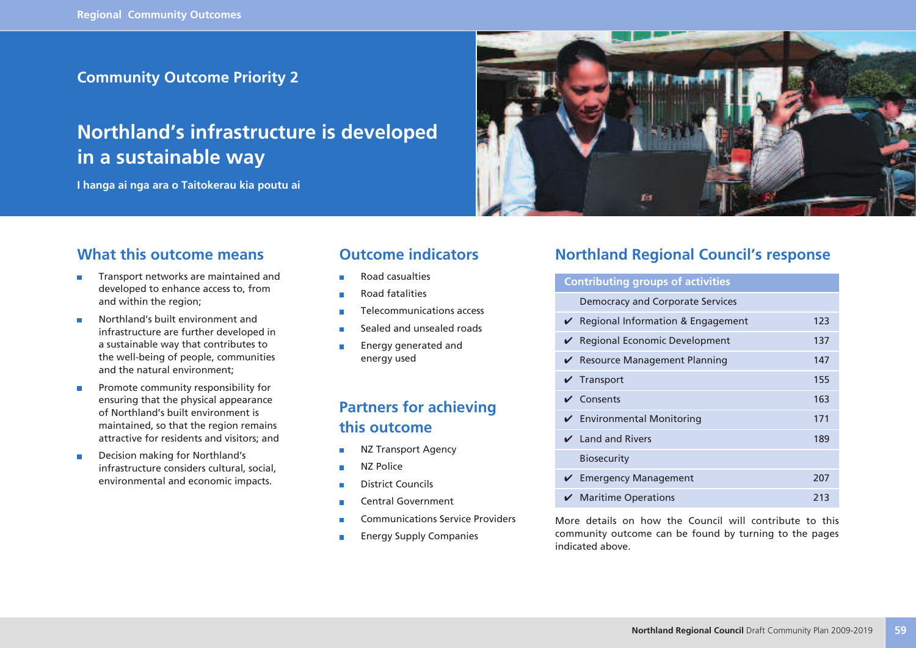Community Outcome Priority 2

# Northland's infrastructure is developed in a sustainable way

**I hanga ai nga ara o Taitokerau kia poutu ai**

## What this outcome means

- Transport networks are maintained and developed to enhance access to, from and within the region;
- Northland's built environment and infrastructure are further developed in a sustainable way that contributes to the well-being of people, communities and the natural environment;
- Promote community responsibility for ensuring that the physical appearance of Northland's built environment is maintained, so that the region remains attractive for residents and visitors; and
- Decision making for Northland's infrastructure considers cultural, social, environmental and economic impacts.

## Outcome indicators

- Road casualties
- Road fatalities
- Telecommunications access
- Sealed and unsealed roads
- Energy generated and energy used

## Partners for achieving this outcome

- NZ Transport Agency
- NZ Police
- District Councils
- Central Government
- Communications Service Providers
- Energy Supply Companies

## Northland Regional Council's response

| Contributing groups of activities | | |
|---|---|---|
| | Democracy and Corporate Services | |
| ✔ | Regional Information & Engagement | 123 |
| ✔ | Regional Economic Development | 137 |
| ✔ | Resource Management Planning | 147 |
| ✔ | Transport | 155 |
| ✔ | Consents | 163 |
| ✔ | Environmental Monitoring | 171 |
| ✔ | Land and Rivers | 189 |
| | Biosecurity | |
| ✔ | Emergency Management | 207 |
| ✔ | Maritime Operations | 213 |

More details on how the Council will contribute to this community outcome can be found by turning to the pages indicated above.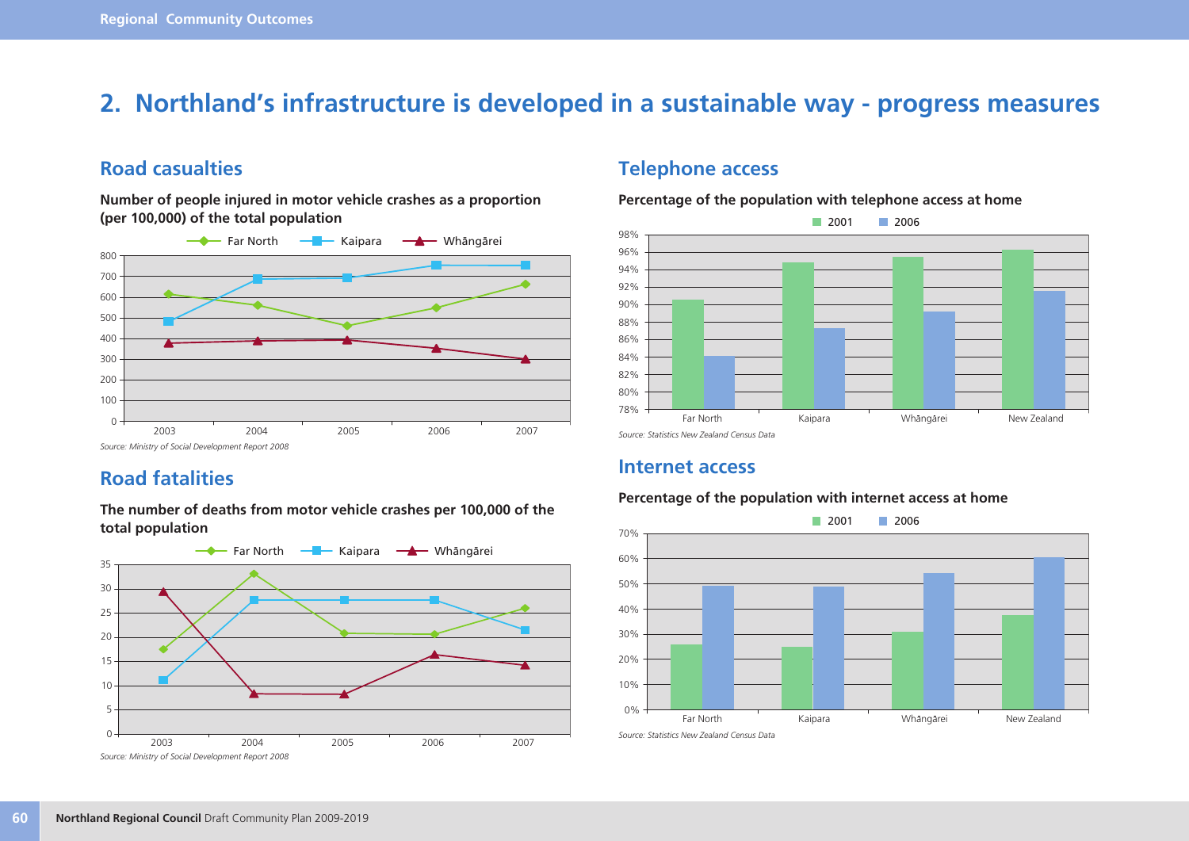# 2. Northland's infrastructure is developed in a sustainable way - progress measures

## Road casualties

**Number of people injured in motor vehicle crashes as a proportion (per 100,000) of the total population**

*Source: Ministry of Social Development Report 2008*

## Road fatalities

**The number of deaths from motor vehicle crashes per 100,000 of the total population**

*Source: Ministry of Social Development Report 2008*

## Telephone access

**Percentage of the population with telephone access at home**

*Source: Statistics New Zealand Census Data*

## Internet access

**Percentage of the population with internet access at home**

*Source: Statistics New Zealand Census Data*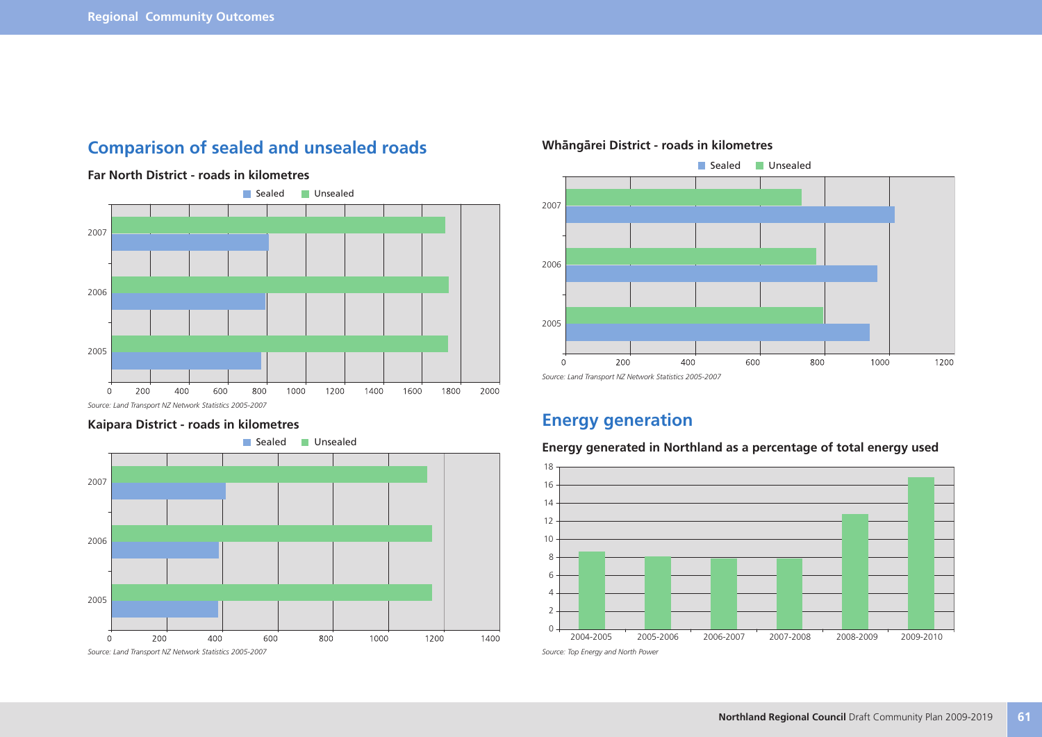## Comparison of sealed and unsealed roads

**Far North District - roads in kilometres**

*Source: Land Transport NZ Network Statistics 2005-2007*

**Kaipara District - roads in kilometres**

*Source: Land Transport NZ Network Statistics 2005-2007*

**Whāngārei District - roads in kilometres**

*Source: Land Transport NZ Network Statistics 2005-2007*

## Energy generation

**Energy generated in Northland as a percentage of total energy used**

*Source: Top Energy and North Power*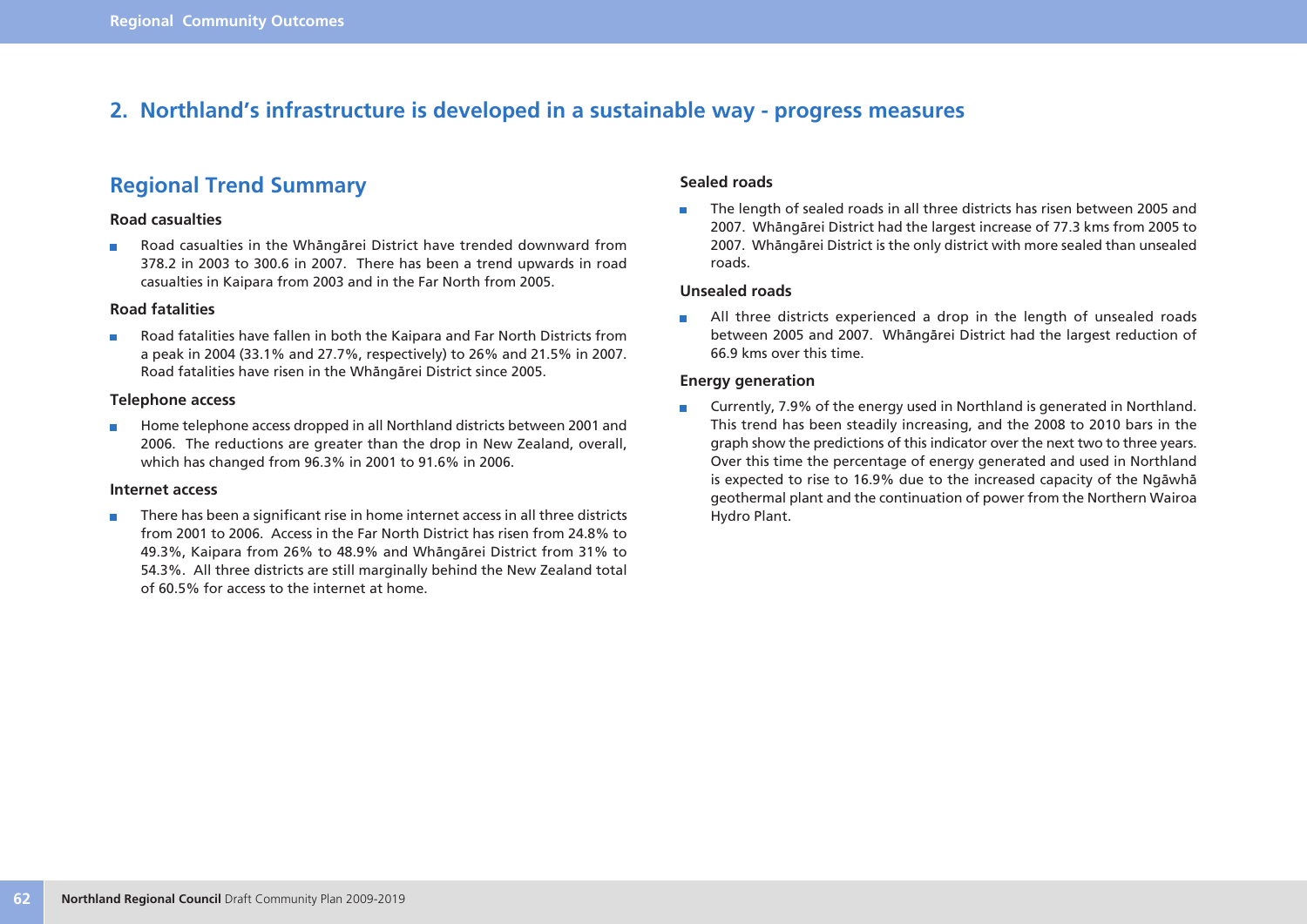## 2. Northland's infrastructure is developed in a sustainable way - progress measures

### Regional Trend Summary

**Road casualties**

- Road casualties in the Whāngārei District have trended downward from 378.2 in 2003 to 300.6 in 2007. There has been a trend upwards in road casualties in Kaipara from 2003 and in the Far North from 2005.

**Road fatalities**

- Road fatalities have fallen in both the Kaipara and Far North Districts from a peak in 2004 (33.1% and 27.7%, respectively) to 26% and 21.5% in 2007. Road fatalities have risen in the Whāngārei District since 2005.

**Telephone access**

- Home telephone access dropped in all Northland districts between 2001 and 2006. The reductions are greater than the drop in New Zealand, overall, which has changed from 96.3% in 2001 to 91.6% in 2006.

**Internet access**

- There has been a significant rise in home internet access in all three districts from 2001 to 2006. Access in the Far North District has risen from 24.8% to 49.3%, Kaipara from 26% to 48.9% and Whāngārei District from 31% to 54.3%. All three districts are still marginally behind the New Zealand total of 60.5% for access to the internet at home.

**Sealed roads**

- The length of sealed roads in all three districts has risen between 2005 and 2007. Whāngārei District had the largest increase of 77.3 kms from 2005 to 2007. Whāngārei District is the only district with more sealed than unsealed roads.

**Unsealed roads**

- All three districts experienced a drop in the length of unsealed roads between 2005 and 2007. Whāngārei District had the largest reduction of 66.9 kms over this time.

**Energy generation**

- Currently, 7.9% of the energy used in Northland is generated in Northland. This trend has been steadily increasing, and the 2008 to 2010 bars in the graph show the predictions of this indicator over the next two to three years. Over this time the percentage of energy generated and used in Northland is expected to rise to 16.9% due to the increased capacity of the Ngāwhā geothermal plant and the continuation of power from the Northern Wairoa Hydro Plant.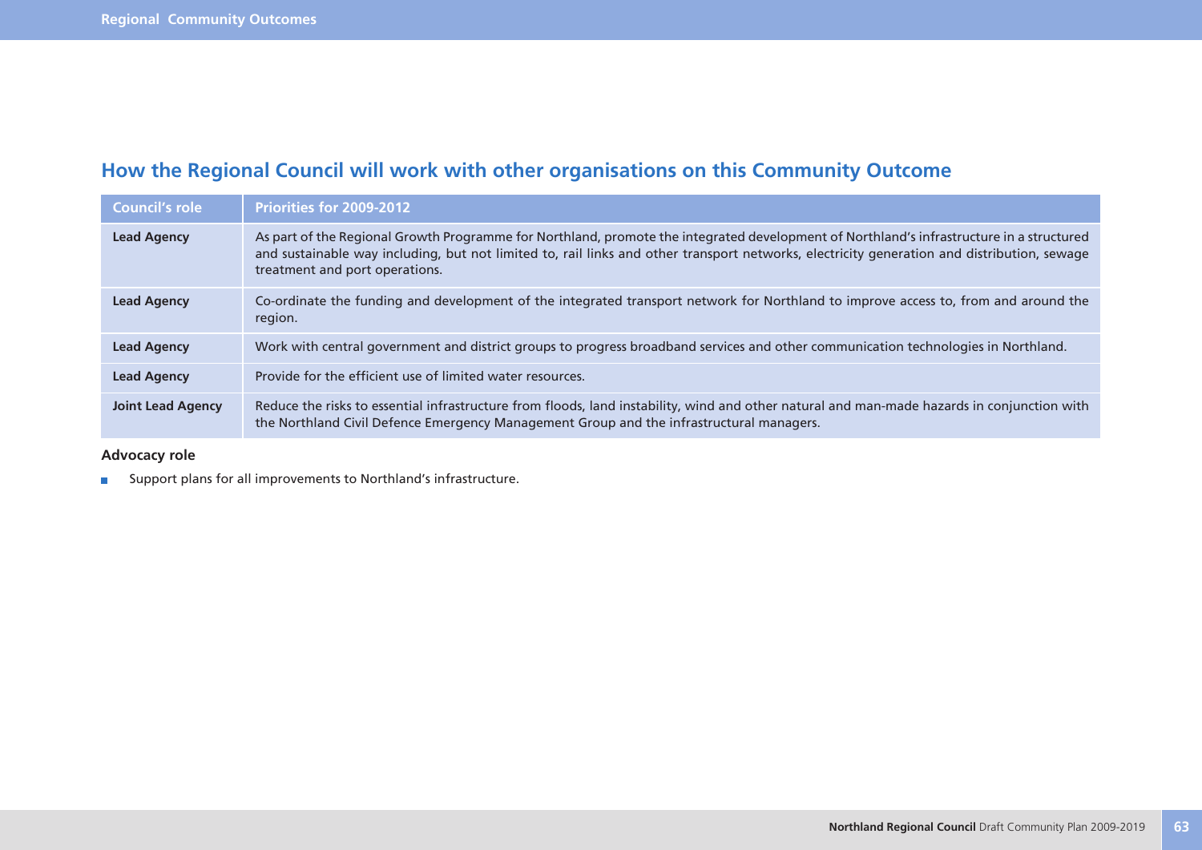## How the Regional Council will work with other organisations on this Community Outcome

| Council's role | Priorities for 2009-2012 |
| --- | --- |
| **Lead Agency** | As part of the Regional Growth Programme for Northland, promote the integrated development of Northland's infrastructure in a structured and sustainable way including, but not limited to, rail links and other transport networks, electricity generation and distribution, sewage treatment and port operations. |
| **Lead Agency** | Co-ordinate the funding and development of the integrated transport network for Northland to improve access to, from and around the region. |
| **Lead Agency** | Work with central government and district groups to progress broadband services and other communication technologies in Northland. |
| **Lead Agency** | Provide for the efficient use of limited water resources. |
| **Joint Lead Agency** | Reduce the risks to essential infrastructure from floods, land instability, wind and other natural and man-made hazards in conjunction with the Northland Civil Defence Emergency Management Group and the infrastructural managers. |

**Advocacy role**

- Support plans for all improvements to Northland's infrastructure.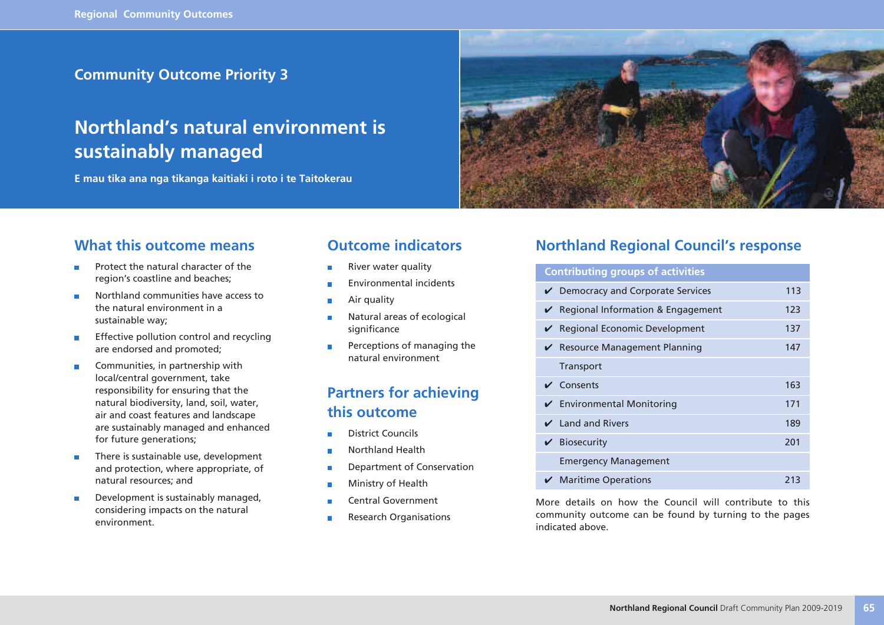Community Outcome Priority 3

# Northland's natural environment is sustainably managed

**E mau tika ana nga tikanga kaitiaki i roto i te Taitokerau**

## What this outcome means

- Protect the natural character of the region's coastline and beaches;
- Northland communities have access to the natural environment in a sustainable way;
- Effective pollution control and recycling are endorsed and promoted;
- Communities, in partnership with local/central government, take responsibility for ensuring that the natural biodiversity, land, soil, water, air and coast features and landscape are sustainably managed and enhanced for future generations;
- There is sustainable use, development and protection, where appropriate, of natural resources; and
- Development is sustainably managed, considering impacts on the natural environment.

## Outcome indicators

- River water quality
- Environmental incidents
- Air quality
- Natural areas of ecological significance
- Perceptions of managing the natural environment

## Partners for achieving this outcome

- District Councils
- Northland Health
- Department of Conservation
- Ministry of Health
- Central Government
- Research Organisations

## Northland Regional Council's response

| Contributing groups of activities | |
|---|---|
| ✔ Democracy and Corporate Services | 113 |
| ✔ Regional Information & Engagement | 123 |
| ✔ Regional Economic Development | 137 |
| ✔ Resource Management Planning | 147 |
| Transport | |
| ✔ Consents | 163 |
| ✔ Environmental Monitoring | 171 |
| ✔ Land and Rivers | 189 |
| ✔ Biosecurity | 201 |
| Emergency Management | |
| ✔ Maritime Operations | 213 |

More details on how the Council will contribute to this community outcome can be found by turning to the pages indicated above.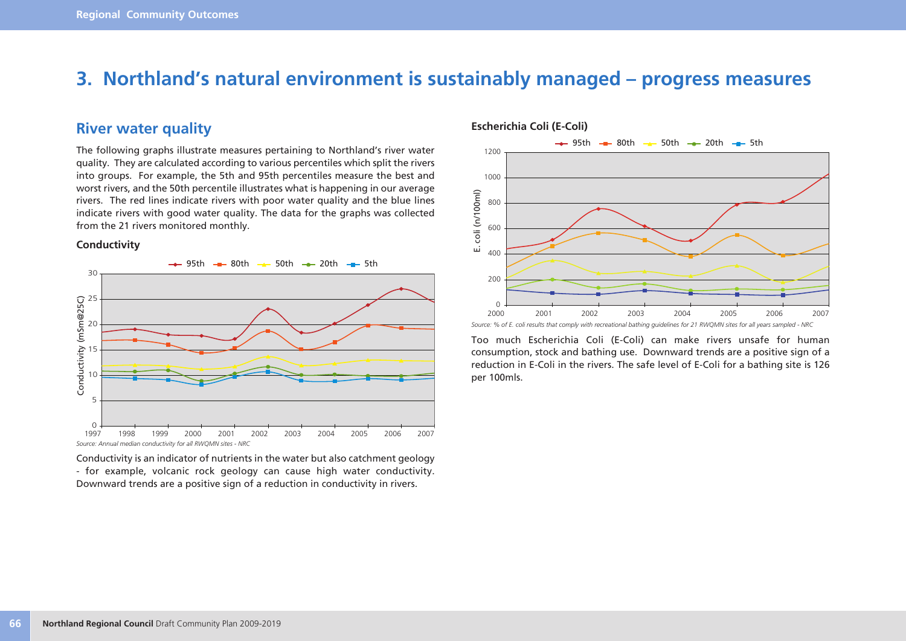# 3. Northland's natural environment is sustainably managed – progress measures

## River water quality

The following graphs illustrate measures pertaining to Northland's river water quality. They are calculated according to various percentiles which split the rivers into groups. For example, the 5th and 95th percentiles measure the best and worst rivers, and the 50th percentile illustrates what is happening in our average rivers. The red lines indicate rivers with poor water quality and the blue lines indicate rivers with good water quality. The data for the graphs was collected from the 21 rivers monitored monthly.

### Conductivity

*Source: Annual median conductivity for all RWQMN sites - NRC*

Conductivity is an indicator of nutrients in the water but also catchment geology - for example, volcanic rock geology can cause high water conductivity. Downward trends are a positive sign of a reduction in conductivity in rivers.

### Escherichia Coli (E-Coli)

*Source: % of E. coli results that comply with recreational bathing guidelines for 21 RWQMN sites for all years sampled - NRC*

Too much Escherichia Coli (E-Coli) can make rivers unsafe for human consumption, stock and bathing use. Downward trends are a positive sign of a reduction in E-Coli in the rivers. The safe level of E-Coli for a bathing site is 126 per 100mls.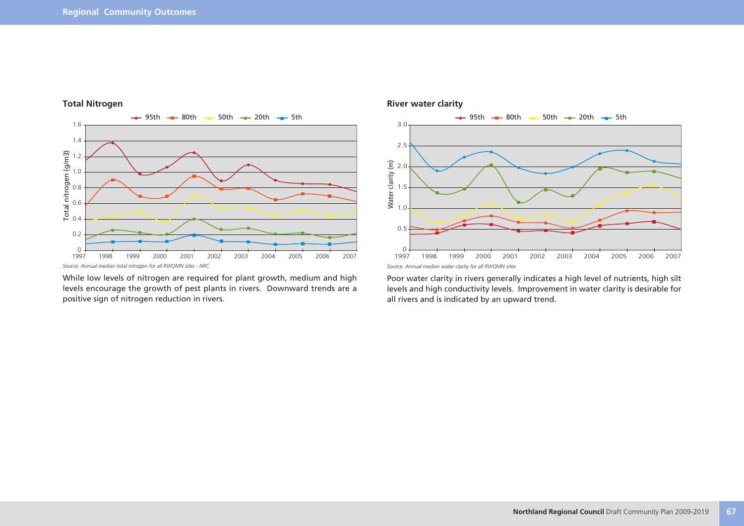## Total Nitrogen

*Source: Annual median total nitrogen for all RWQMN sites - NRC*

While low levels of nitrogen are required for plant growth, medium and high levels encourage the growth of pest plants in rivers. Downward trends are a positive sign of nitrogen reduction in rivers.

## River water clarity

*Source: Annual median water clarity for all RWQMN sites*

Poor water clarity in rivers generally indicates a high level of nutrients, high silt levels and high conductivity levels. Improvement in water clarity is desirable for all rivers and is indicated by an upward trend.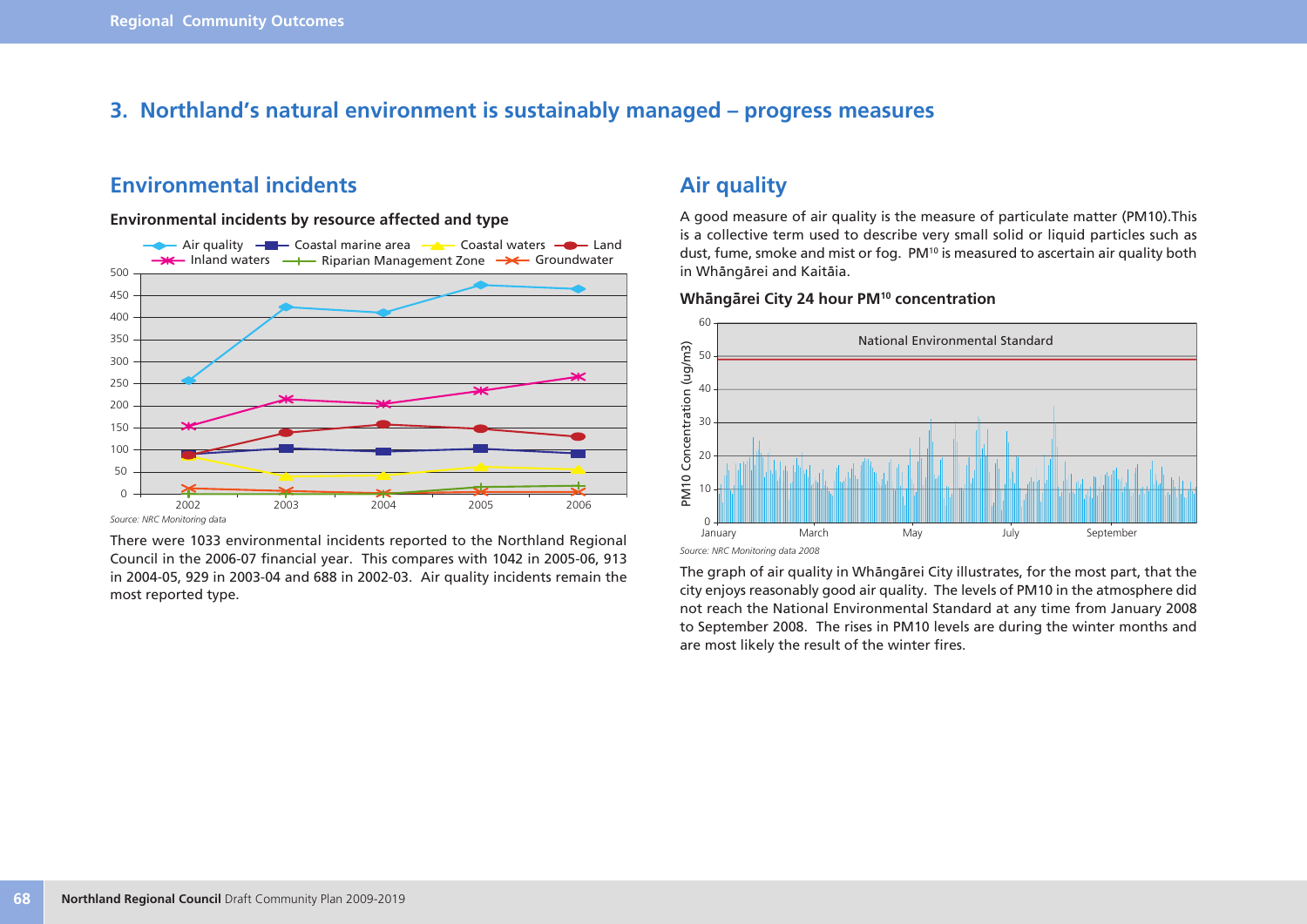# 3. Northland's natural environment is sustainably managed – progress measures

## Environmental incidents

**Environmental incidents by resource affected and type**

*Source: NRC Monitoring data*

There were 1033 environmental incidents reported to the Northland Regional Council in the 2006-07 financial year. This compares with 1042 in 2005-06, 913 in 2004-05, 929 in 2003-04 and 688 in 2002-03. Air quality incidents remain the most reported type.

## Air quality

A good measure of air quality is the measure of particulate matter (PM10).This is a collective term used to describe very small solid or liquid particles such as dust, fume, smoke and mist or fog. PM10 is measured to ascertain air quality both in Whāngārei and Kaitāia.

**Whāngārei City 24 hour PM10 concentration**

*Source: NRC Monitoring data 2008*

The graph of air quality in Whāngārei City illustrates, for the most part, that the city enjoys reasonably good air quality. The levels of PM10 in the atmosphere did not reach the National Environmental Standard at any time from January 2008 to September 2008. The rises in PM10 levels are during the winter months and are most likely the result of the winter fires.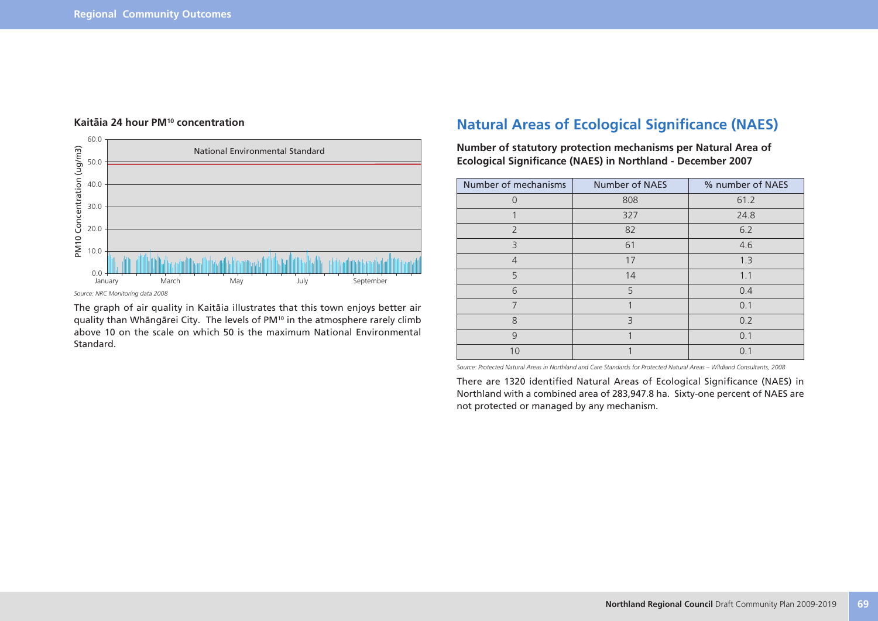**Kaitāia 24 hour PM[10] concentration**

*Source: NRC Monitoring data 2008*

The graph of air quality in Kaitāia illustrates that this town enjoys better air quality than Whāngārei City. The levels of PM[10] in the atmosphere rarely climb above 10 on the scale on which 50 is the maximum National Environmental Standard.

## Natural Areas of Ecological Significance (NAES)

**Number of statutory protection mechanisms per Natural Area of Ecological Significance (NAES) in Northland - December 2007**

| Number of mechanisms | Number of NAES | % number of NAES |
|---|---|---|
| 0 | 808 | 61.2 |
| 1 | 327 | 24.8 |
| 2 | 82 | 6.2 |
| 3 | 61 | 4.6 |
| 4 | 17 | 1.3 |
| 5 | 14 | 1.1 |
| 6 | 5 | 0.4 |
| 7 | 1 | 0.1 |
| 8 | 3 | 0.2 |
| 9 | 1 | 0.1 |
| 10 | 1 | 0.1 |

*Source: Protected Natural Areas in Northland and Care Standards for Protected Natural Areas – Wildland Consultants, 2008*

There are 1320 identified Natural Areas of Ecological Significance (NAES) in Northland with a combined area of 283,947.8 ha. Sixty-one percent of NAES are not protected or managed by any mechanism.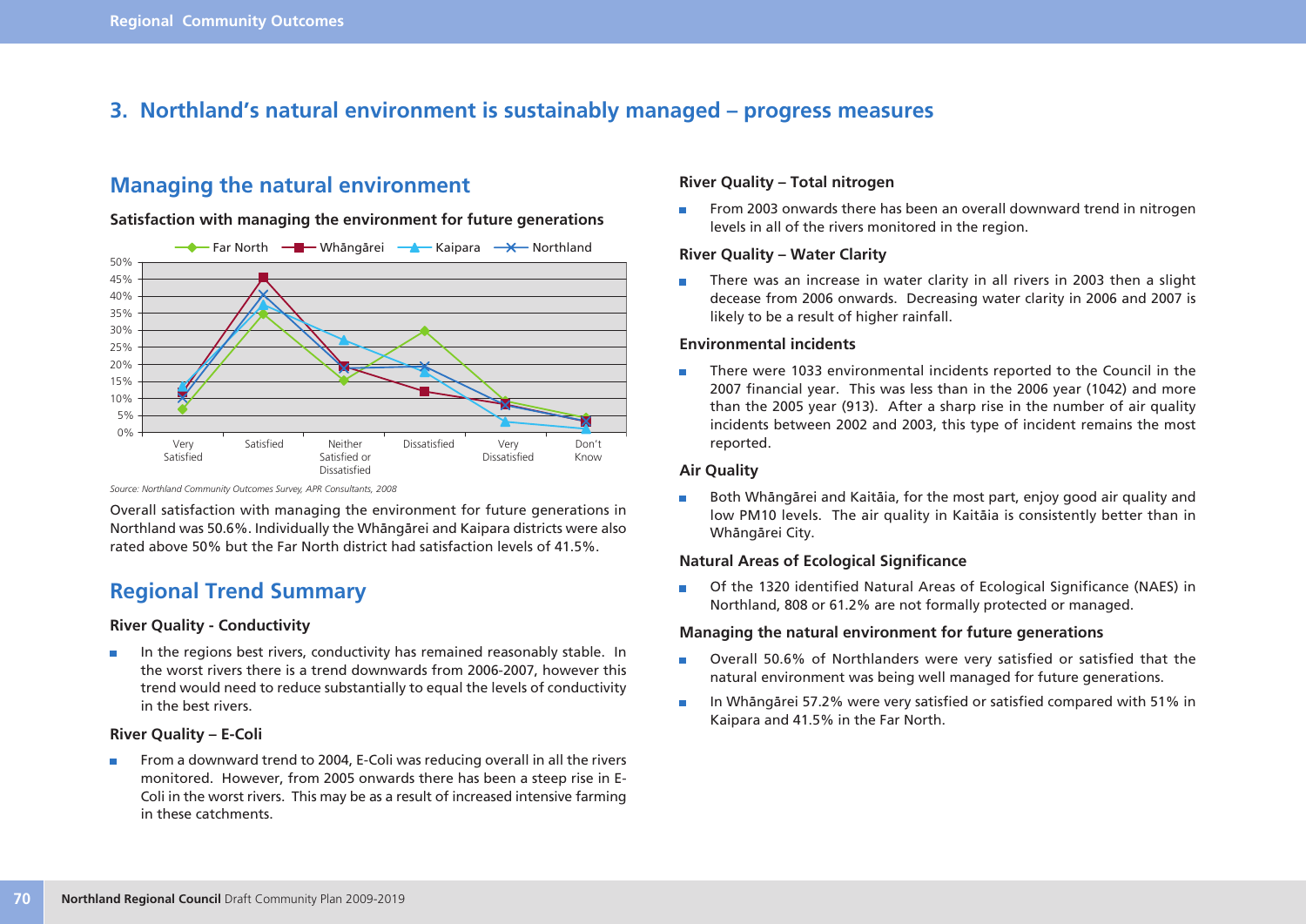## 3. Northland's natural environment is sustainably managed – progress measures

## Managing the natural environment

**Satisfaction with managing the environment for future generations**

*Source: Northland Community Outcomes Survey, APR Consultants, 2008*

Overall satisfaction with managing the environment for future generations in Northland was 50.6%. Individually the Whāngārei and Kaipara districts were also rated above 50% but the Far North district had satisfaction levels of 41.5%.

## Regional Trend Summary

### River Quality - Conductivity

- In the regions best rivers, conductivity has remained reasonably stable. In the worst rivers there is a trend downwards from 2006-2007, however this trend would need to reduce substantially to equal the levels of conductivity in the best rivers.

### River Quality – E-Coli

- From a downward trend to 2004, E-Coli was reducing overall in all the rivers monitored. However, from 2005 onwards there has been a steep rise in E-Coli in the worst rivers. This may be as a result of increased intensive farming in these catchments.

### River Quality – Total nitrogen

- From 2003 onwards there has been an overall downward trend in nitrogen levels in all of the rivers monitored in the region.

### River Quality – Water Clarity

- There was an increase in water clarity in all rivers in 2003 then a slight decease from 2006 onwards. Decreasing water clarity in 2006 and 2007 is likely to be a result of higher rainfall.

### Environmental incidents

- There were 1033 environmental incidents reported to the Council in the 2007 financial year. This was less than in the 2006 year (1042) and more than the 2005 year (913). After a sharp rise in the number of air quality incidents between 2002 and 2003, this type of incident remains the most reported.

### Air Quality

- Both Whāngārei and Kaitāia, for the most part, enjoy good air quality and low PM10 levels. The air quality in Kaitāia is consistently better than in Whāngārei City.

### Natural Areas of Ecological Significance

- Of the 1320 identified Natural Areas of Ecological Significance (NAES) in Northland, 808 or 61.2% are not formally protected or managed.

### Managing the natural environment for future generations

- Overall 50.6% of Northlanders were very satisfied or satisfied that the natural environment was being well managed for future generations.
- In Whāngārei 57.2% were very satisfied or satisfied compared with 51% in Kaipara and 41.5% in the Far North.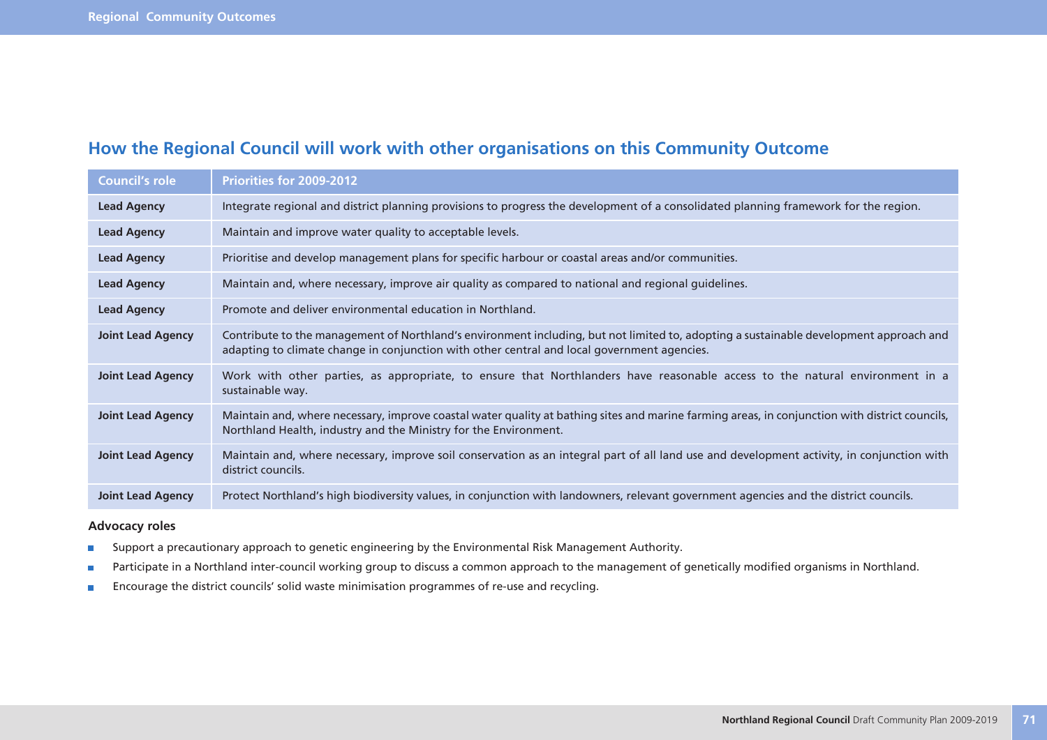## How the Regional Council will work with other organisations on this Community Outcome

| Council's role | Priorities for 2009-2012 |
|---|---|
| **Lead Agency** | Integrate regional and district planning provisions to progress the development of a consolidated planning framework for the region. |
| **Lead Agency** | Maintain and improve water quality to acceptable levels. |
| **Lead Agency** | Prioritise and develop management plans for specific harbour or coastal areas and/or communities. |
| **Lead Agency** | Maintain and, where necessary, improve air quality as compared to national and regional guidelines. |
| **Lead Agency** | Promote and deliver environmental education in Northland. |
| **Joint Lead Agency** | Contribute to the management of Northland's environment including, but not limited to, adopting a sustainable development approach and adapting to climate change in conjunction with other central and local government agencies. |
| **Joint Lead Agency** | Work with other parties, as appropriate, to ensure that Northlanders have reasonable access to the natural environment in a sustainable way. |
| **Joint Lead Agency** | Maintain and, where necessary, improve coastal water quality at bathing sites and marine farming areas, in conjunction with district councils, Northland Health, industry and the Ministry for the Environment. |
| **Joint Lead Agency** | Maintain and, where necessary, improve soil conservation as an integral part of all land use and development activity, in conjunction with district councils. |
| **Joint Lead Agency** | Protect Northland's high biodiversity values, in conjunction with landowners, relevant government agencies and the district councils. |

### Advocacy roles

- Support a precautionary approach to genetic engineering by the Environmental Risk Management Authority.
- Participate in a Northland inter-council working group to discuss a common approach to the management of genetically modified organisms in Northland.
- Encourage the district councils' solid waste minimisation programmes of re-use and recycling.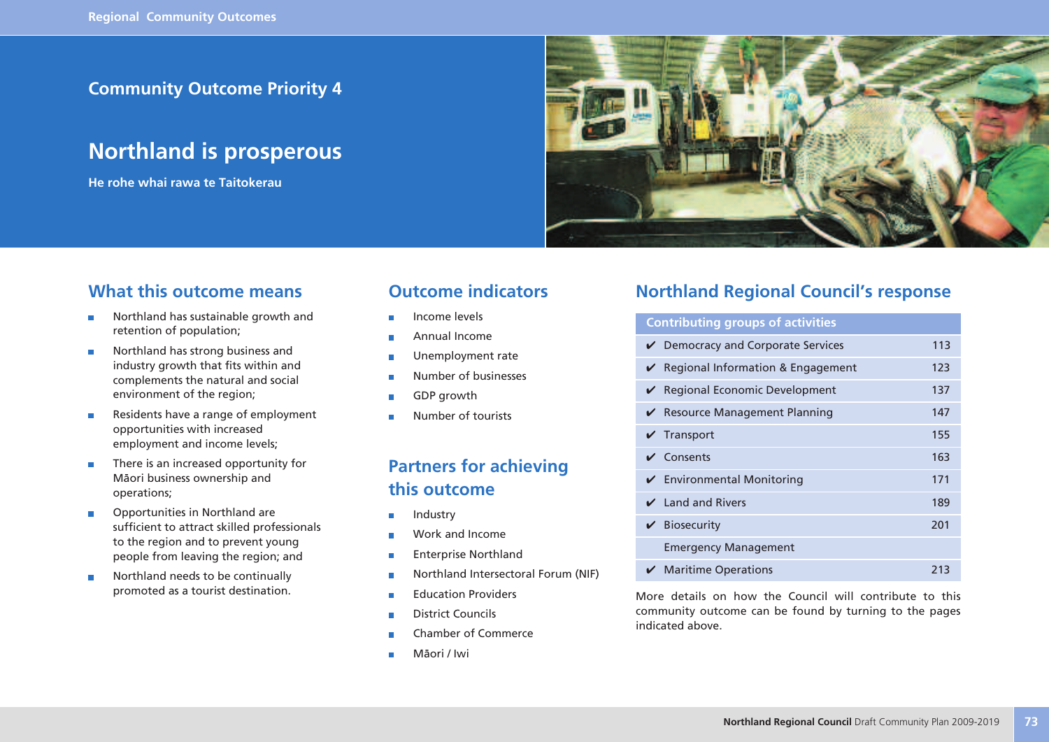## Community Outcome Priority 4

# Northland is prosperous

**He rohe whai rawa te Taitokerau**

## What this outcome means

- Northland has sustainable growth and retention of population;
- Northland has strong business and industry growth that fits within and complements the natural and social environment of the region;
- Residents have a range of employment opportunities with increased employment and income levels;
- There is an increased opportunity for Māori business ownership and operations;
- Opportunities in Northland are sufficient to attract skilled professionals to the region and to prevent young people from leaving the region; and
- Northland needs to be continually promoted as a tourist destination.

## Outcome indicators

- Income levels
- Annual Income
- Unemployment rate
- Number of businesses
- GDP growth
- Number of tourists

## Partners for achieving this outcome

- Industry
- Work and Income
- Enterprise Northland
- Northland Intersectoral Forum (NIF)
- Education Providers
- District Councils
- Chamber of Commerce
- Māori / Iwi

## Northland Regional Council's response

| Contributing groups of activities | |
|---|---|
| ✔ Democracy and Corporate Services | 113 |
| ✔ Regional Information & Engagement | 123 |
| ✔ Regional Economic Development | 137 |
| ✔ Resource Management Planning | 147 |
| ✔ Transport | 155 |
| ✔ Consents | 163 |
| ✔ Environmental Monitoring | 171 |
| ✔ Land and Rivers | 189 |
| ✔ Biosecurity | 201 |
| Emergency Management | |
| ✔ Maritime Operations | 213 |

More details on how the Council will contribute to this community outcome can be found by turning to the pages indicated above.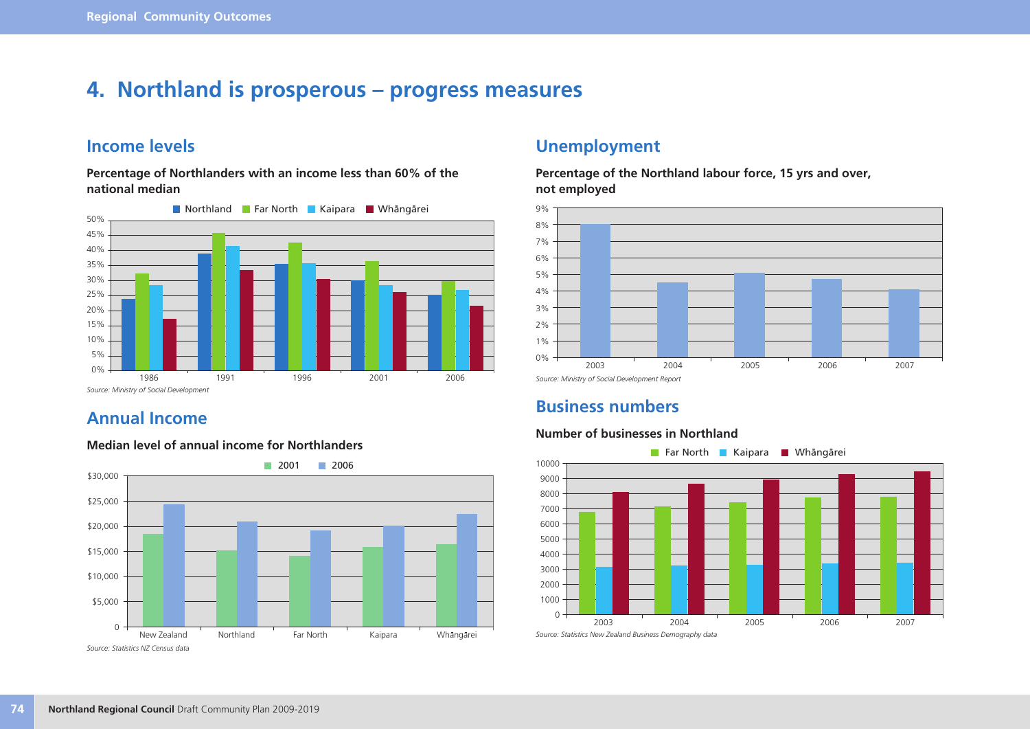# 4. Northland is prosperous – progress measures

## Income levels

**Percentage of Northlanders with an income less than 60% of the national median**

*Source: Ministry of Social Development*

## Annual Income

**Median level of annual income for Northlanders**

*Source: Statistics NZ Census data*

## Unemployment

**Percentage of the Northland labour force, 15 yrs and over, not employed**

*Source: Ministry of Social Development Report*

## Business numbers

**Number of businesses in Northland**

*Source: Statistics New Zealand Business Demography data*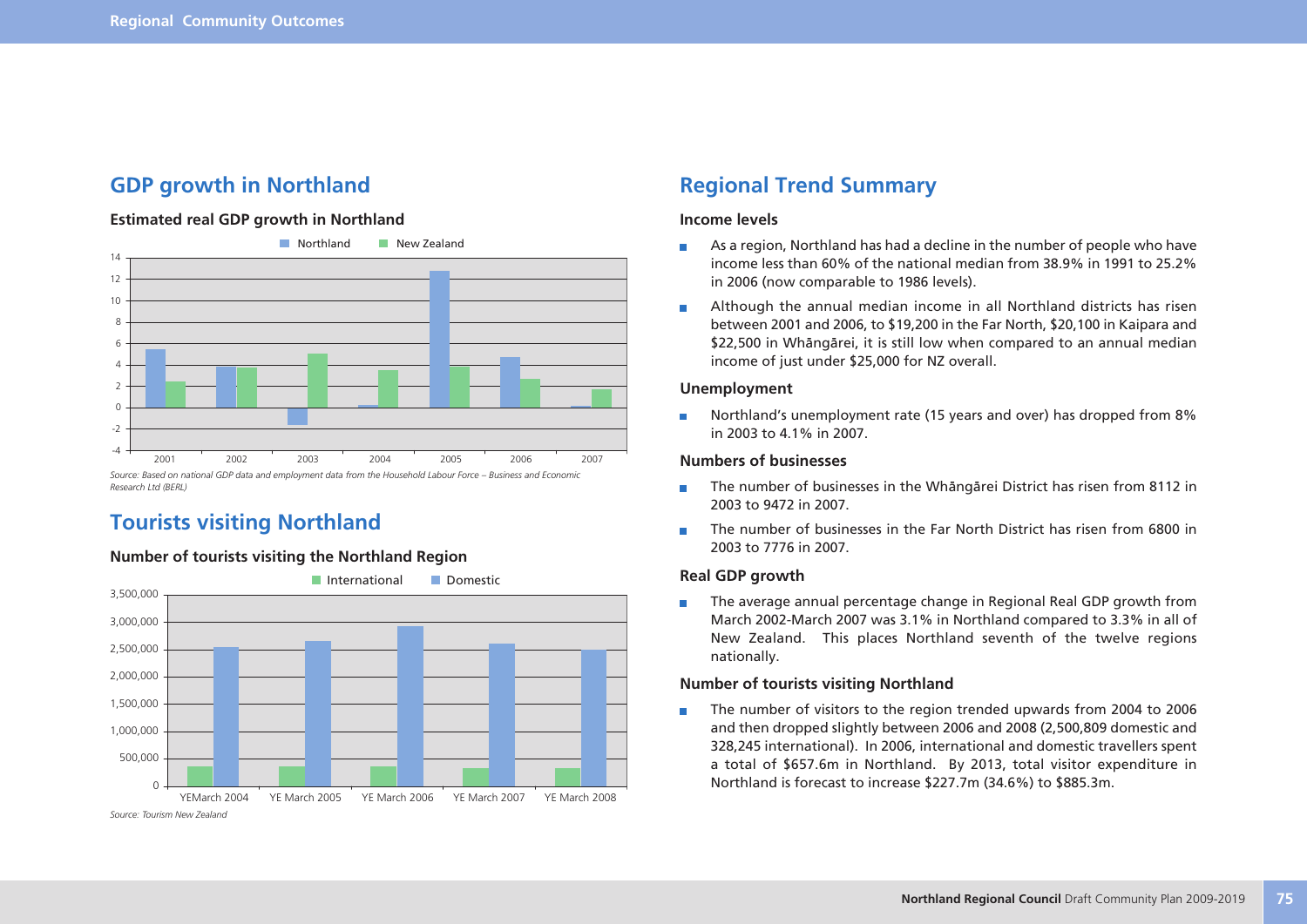## GDP growth in Northland

**Estimated real GDP growth in Northland**

*Source: Based on national GDP data and employment data from the Household Labour Force – Business and Economic Research Ltd (BERL)*

## Tourists visiting Northland

**Number of tourists visiting the Northland Region**

*Source: Tourism New Zealand*

## Regional Trend Summary

### Income levels

- As a region, Northland has had a decline in the number of people who have income less than 60% of the national median from 38.9% in 1991 to 25.2% in 2006 (now comparable to 1986 levels).
- Although the annual median income in all Northland districts has risen between 2001 and 2006, to $19,200 in the Far North, $20,100 in Kaipara and $22,500 in Whāngārei, it is still low when compared to an annual median income of just under $25,000 for NZ overall.

### Unemployment

- Northland's unemployment rate (15 years and over) has dropped from 8% in 2003 to 4.1% in 2007.

### Numbers of businesses

- The number of businesses in the Whāngārei District has risen from 8112 in 2003 to 9472 in 2007.
- The number of businesses in the Far North District has risen from 6800 in 2003 to 7776 in 2007.

### Real GDP growth

- The average annual percentage change in Regional Real GDP growth from March 2002-March 2007 was 3.1% in Northland compared to 3.3% in all of New Zealand. This places Northland seventh of the twelve regions nationally.

### Number of tourists visiting Northland

- The number of visitors to the region trended upwards from 2004 to 2006 and then dropped slightly between 2006 and 2008 (2,500,809 domestic and 328,245 international). In 2006, international and domestic travellers spent a total of $657.6m in Northland. By 2013, total visitor expenditure in Northland is forecast to increase $227.7m (34.6%) to $885.3m.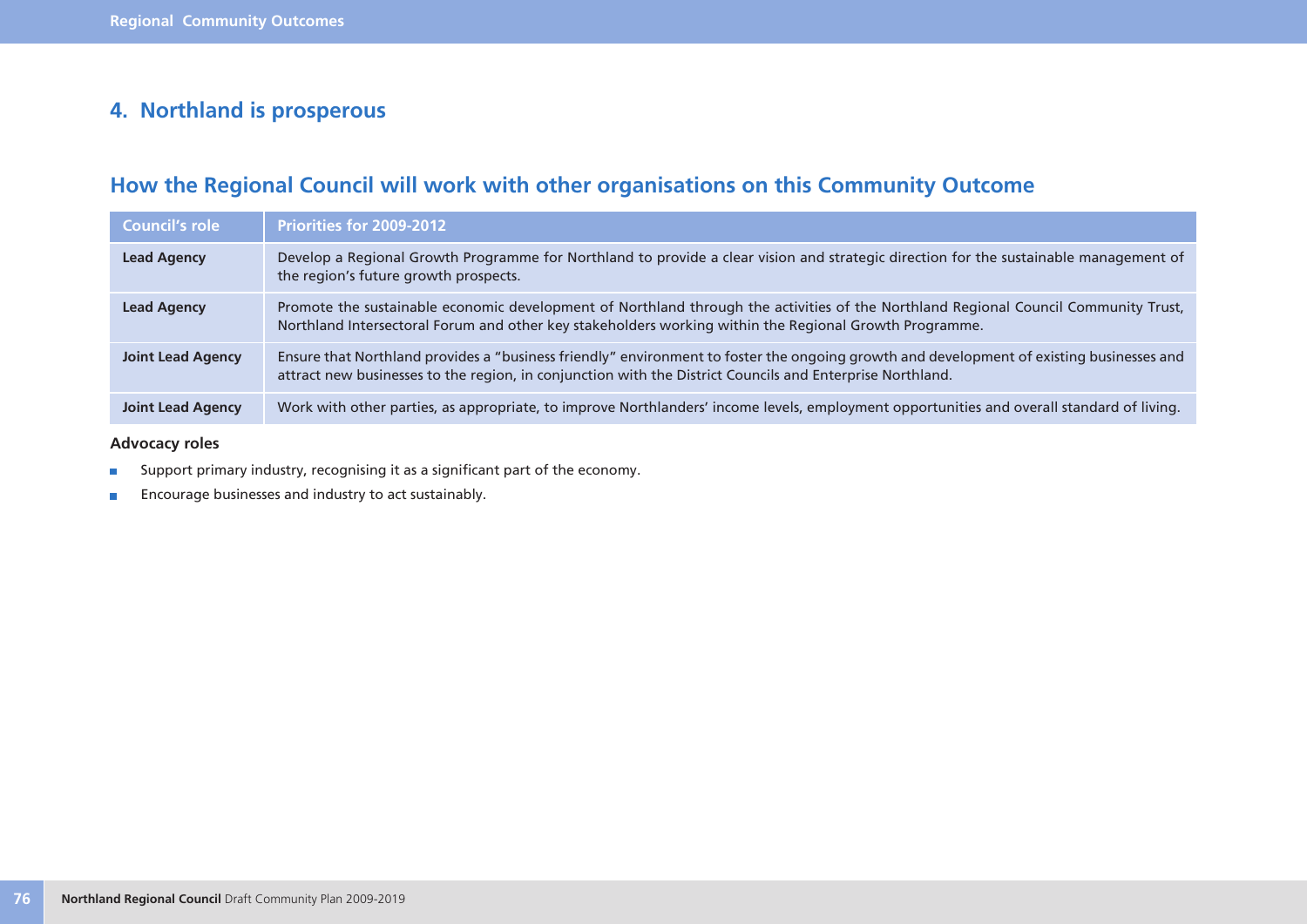## 4. Northland is prosperous

## How the Regional Council will work with other organisations on this Community Outcome

| Council's role | Priorities for 2009-2012 |
| --- | --- |
| **Lead Agency** | Develop a Regional Growth Programme for Northland to provide a clear vision and strategic direction for the sustainable management of the region's future growth prospects. |
| **Lead Agency** | Promote the sustainable economic development of Northland through the activities of the Northland Regional Council Community Trust, Northland Intersectoral Forum and other key stakeholders working within the Regional Growth Programme. |
| **Joint Lead Agency** | Ensure that Northland provides a "business friendly" environment to foster the ongoing growth and development of existing businesses and attract new businesses to the region, in conjunction with the District Councils and Enterprise Northland. |
| **Joint Lead Agency** | Work with other parties, as appropriate, to improve Northlanders' income levels, employment opportunities and overall standard of living. |

**Advocacy roles**

- Support primary industry, recognising it as a significant part of the economy.
- Encourage businesses and industry to act sustainably.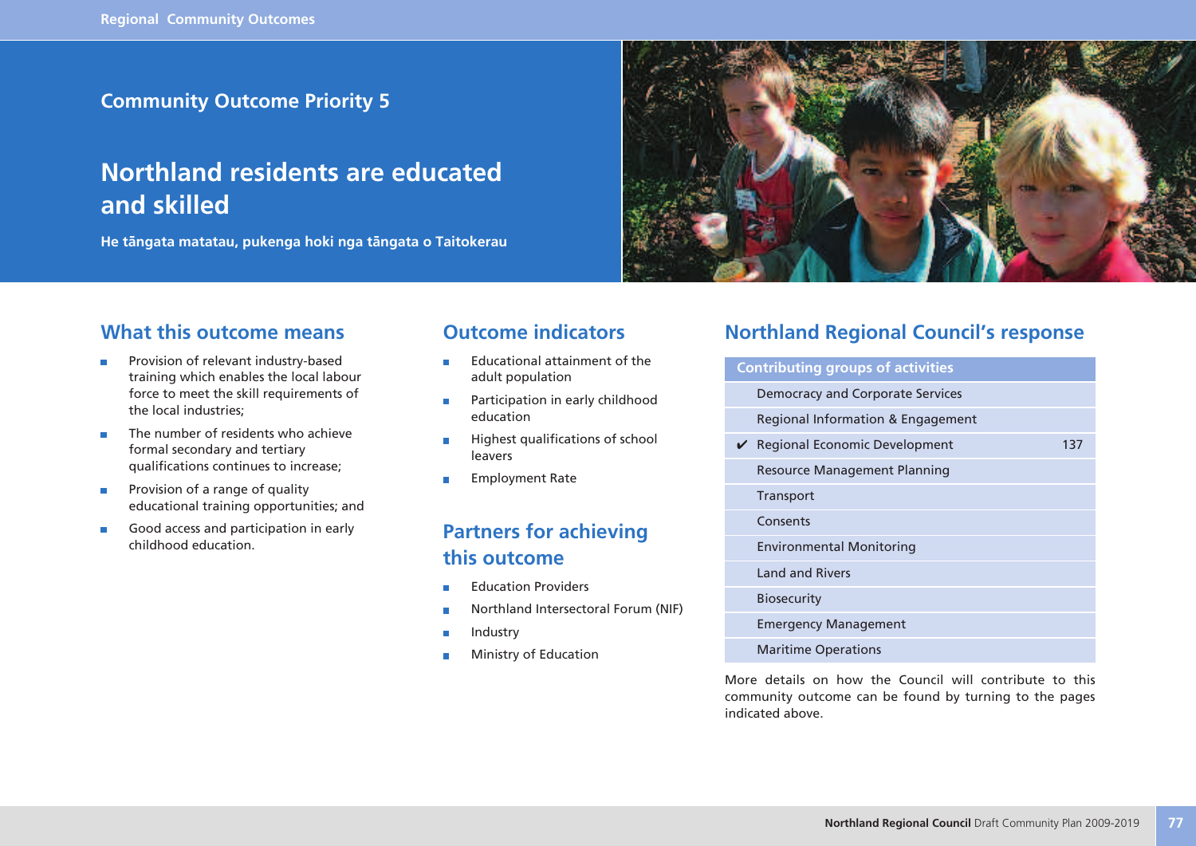## Community Outcome Priority 5

# Northland residents are educated and skilled

**He tāngata matatau, pukenga hoki nga tāngata o Taitokerau**

## What this outcome means

- Provision of relevant industry-based training which enables the local labour force to meet the skill requirements of the local industries;
- The number of residents who achieve formal secondary and tertiary qualifications continues to increase;
- Provision of a range of quality educational training opportunities; and
- Good access and participation in early childhood education.

## Outcome indicators

- Educational attainment of the adult population
- Participation in early childhood education
- Highest qualifications of school leavers
- Employment Rate

## Partners for achieving this outcome

- Education Providers
- Northland Intersectoral Forum (NIF)
- Industry
- Ministry of Education

## Northland Regional Council's response

| | Contributing groups of activities | |
|---|---|---|
| | Democracy and Corporate Services | |
| | Regional Information & Engagement | |
| ✔ | Regional Economic Development | 137 |
| | Resource Management Planning | |
| | Transport | |
| | Consents | |
| | Environmental Monitoring | |
| | Land and Rivers | |
| | Biosecurity | |
| | Emergency Management | |
| | Maritime Operations | |

More details on how the Council will contribute to this community outcome can be found by turning to the pages indicated above.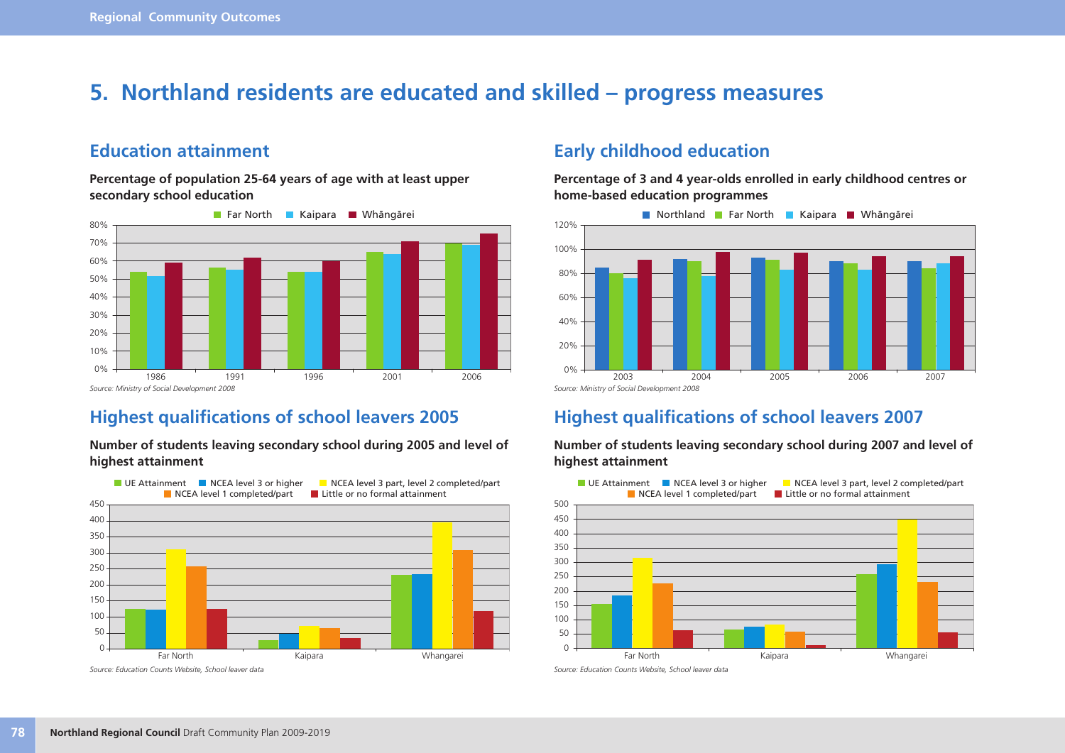# 5. Northland residents are educated and skilled – progress measures

## Education attainment

**Percentage of population 25-64 years of age with at least upper secondary school education**

Far North | Kaipara | Whāngārei

*Source: Ministry of Social Development 2008*

## Early childhood education

**Percentage of 3 and 4 year-olds enrolled in early childhood centres or home-based education programmes**

Northland | Far North | Kaipara | Whāngārei

*Source: Ministry of Social Development 2008*

## Highest qualifications of school leavers 2005

**Number of students leaving secondary school during 2005 and level of highest attainment**

UE Attainment | NCEA level 3 or higher | NCEA level 3 part, level 2 completed/part | NCEA level 1 completed/part | Little or no formal attainment

*Source: Education Counts Website, School leaver data*

## Highest qualifications of school leavers 2007

**Number of students leaving secondary school during 2007 and level of highest attainment**

UE Attainment | NCEA level 3 or higher | NCEA level 3 part, level 2 completed/part | NCEA level 1 completed/part | Little or no formal attainment

*Source: Education Counts Website, School leaver data*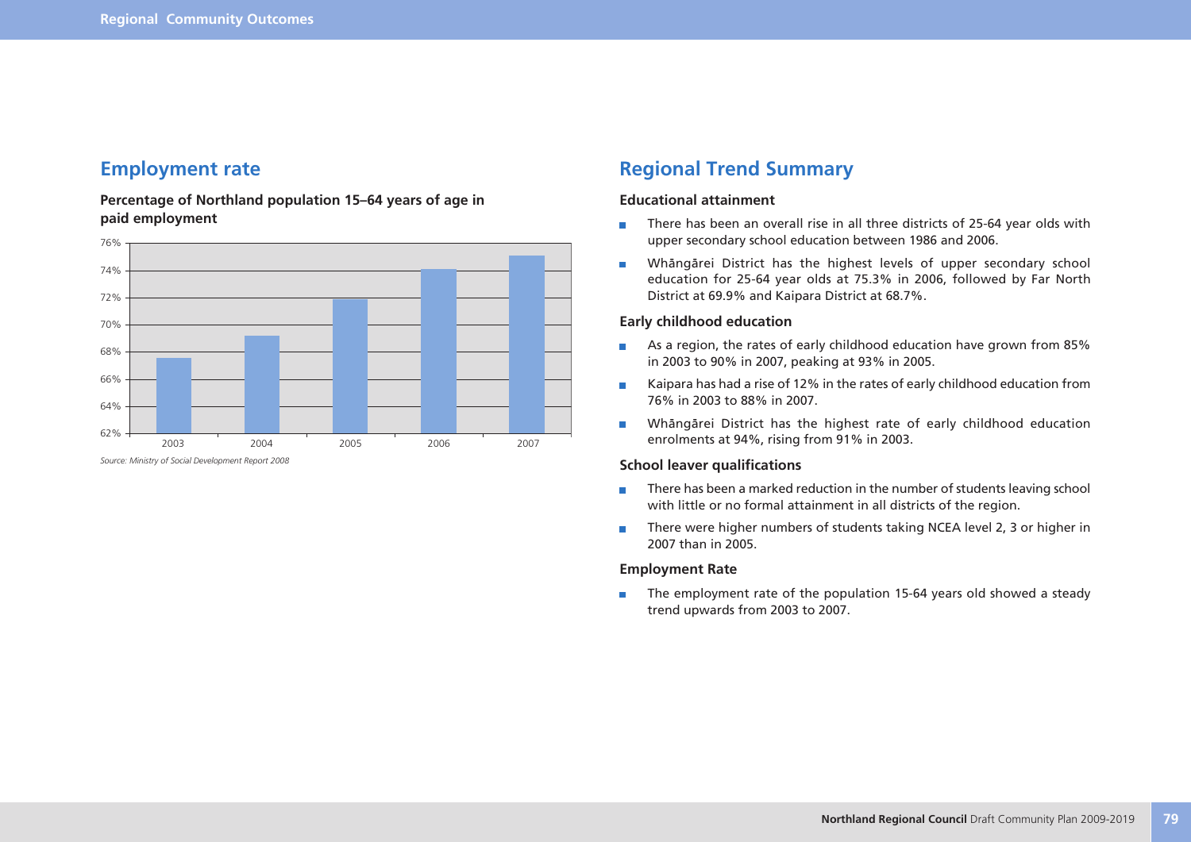## Employment rate

**Percentage of Northland population 15–64 years of age in paid employment**

*Source: Ministry of Social Development Report 2008*

## Regional Trend Summary

### Educational attainment

- There has been an overall rise in all three districts of 25-64 year olds with upper secondary school education between 1986 and 2006.
- Whāngārei District has the highest levels of upper secondary school education for 25-64 year olds at 75.3% in 2006, followed by Far North District at 69.9% and Kaipara District at 68.7%.

### Early childhood education

- As a region, the rates of early childhood education have grown from 85% in 2003 to 90% in 2007, peaking at 93% in 2005.
- Kaipara has had a rise of 12% in the rates of early childhood education from 76% in 2003 to 88% in 2007.
- Whāngārei District has the highest rate of early childhood education enrolments at 94%, rising from 91% in 2003.

### School leaver qualifications

- There has been a marked reduction in the number of students leaving school with little or no formal attainment in all districts of the region.
- There were higher numbers of students taking NCEA level 2, 3 or higher in 2007 than in 2005.

### Employment Rate

- The employment rate of the population 15-64 years old showed a steady trend upwards from 2003 to 2007.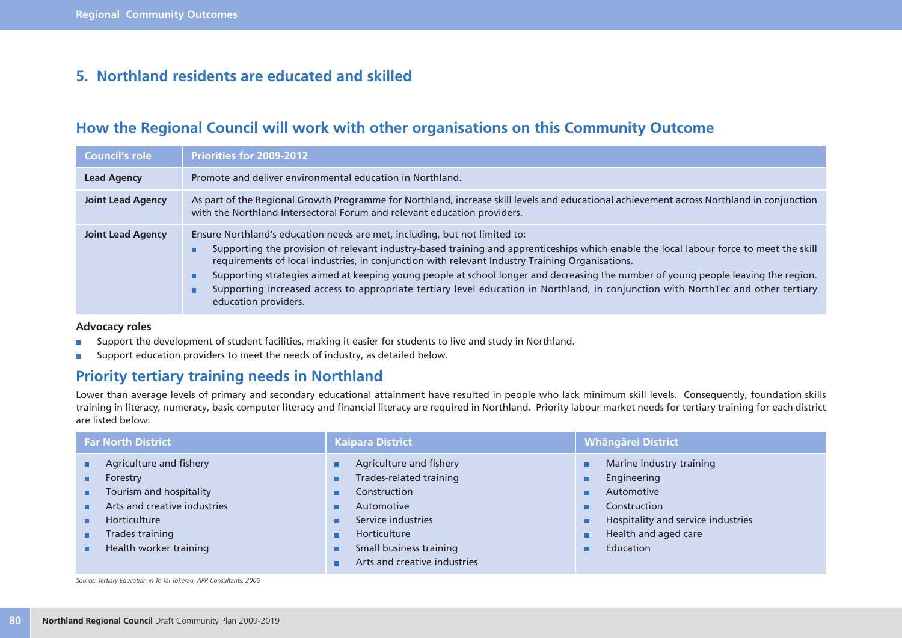## 5. Northland residents are educated and skilled

### How the Regional Council will work with other organisations on this Community Outcome

| Council's role | Priorities for 2009-2012 |
|---|---|
| **Lead Agency** | Promote and deliver environmental education in Northland. |
| **Joint Lead Agency** | As part of the Regional Growth Programme for Northland, increase skill levels and educational achievement across Northland in conjunction with the Northland Intersectoral Forum and relevant education providers. |
| **Joint Lead Agency** | Ensure Northland's education needs are met, including, but not limited to:<br>▪ Supporting the provision of relevant industry-based training and apprenticeships which enable the local labour force to meet the skill requirements of local industries, in conjunction with relevant Industry Training Organisations.<br>▪ Supporting strategies aimed at keeping young people at school longer and decreasing the number of young people leaving the region.<br>▪ Supporting increased access to appropriate tertiary level education in Northland, in conjunction with NorthTec and other tertiary education providers. |

**Advocacy roles**

- Support the development of student facilities, making it easier for students to live and study in Northland.
- Support education providers to meet the needs of industry, as detailed below.

### Priority tertiary training needs in Northland

Lower than average levels of primary and secondary educational attainment have resulted in people who lack minimum skill levels. Consequently, foundation skills training in literacy, numeracy, basic computer literacy and financial literacy are required in Northland. Priority labour market needs for tertiary training for each district are listed below:

| Far North District | Kaipara District | Whāngārei District |
|---|---|---|
| ▪ Agriculture and fishery<br>▪ Forestry<br>▪ Tourism and hospitality<br>▪ Arts and creative industries<br>▪ Horticulture<br>▪ Trades training<br>▪ Health worker training | ▪ Agriculture and fishery<br>▪ Trades-related training<br>▪ Construction<br>▪ Automotive<br>▪ Service industries<br>▪ Horticulture<br>▪ Small business training<br>▪ Arts and creative industries | ▪ Marine industry training<br>▪ Engineering<br>▪ Automotive<br>▪ Construction<br>▪ Hospitality and service industries<br>▪ Health and aged care<br>▪ Education |

*Source: Tertiary Education in Te Tai Tokerau, APR Consultants, 2006*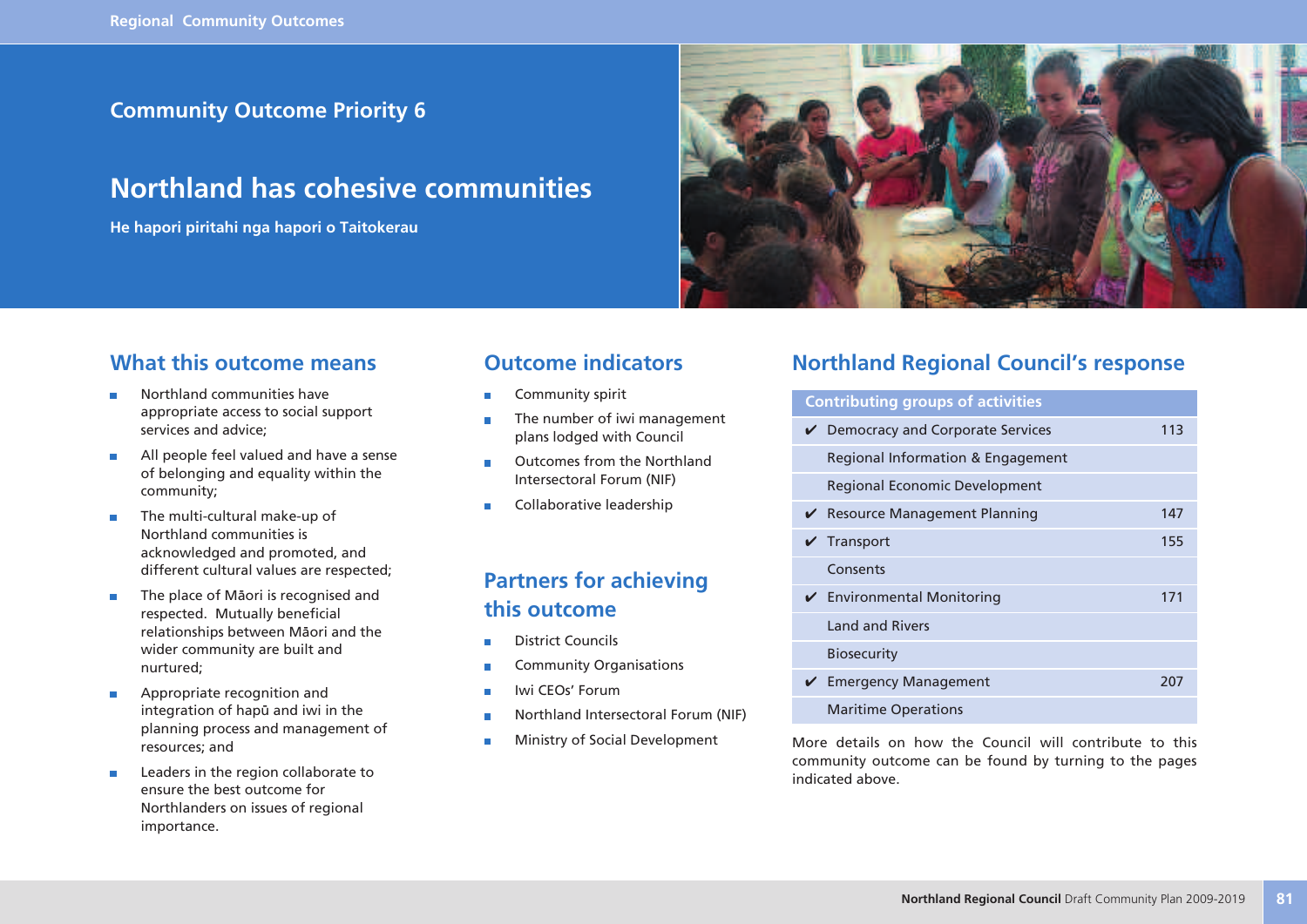## Community Outcome Priority 6

# Northland has cohesive communities

**He hapori piritahi nga hapori o Taitokerau**

## What this outcome means

- Northland communities have appropriate access to social support services and advice.
- All people feel valued and have a sense of belonging and equality within the community;
- The multi-cultural make-up of Northland communities is acknowledged and promoted, and different cultural values are respected;
- The place of Māori is recognised and respected. Mutually beneficial relationships between Māori and the wider community are built and nurtured;
- Appropriate recognition and integration of hapū and iwi in the planning process and management of resources; and
- Leaders in the region collaborate to ensure the best outcome for Northlanders on issues of regional importance.

## Outcome indicators

- Community spirit
- The number of iwi management plans lodged with Council
- Outcomes from the Northland Intersectoral Forum (NIF)
- Collaborative leadership

## Partners for achieving this outcome

- District Councils
- Community Organisations
- Iwi CEOs' Forum
- Northland Intersectoral Forum (NIF)
- Ministry of Social Development

## Northland Regional Council's response

| | Contributing groups of activities | |
|---|---|---|
| ✔ | Democracy and Corporate Services | 113 |
| | Regional Information & Engagement | |
| | Regional Economic Development | |
| ✔ | Resource Management Planning | 147 |
| ✔ | Transport | 155 |
| | Consents | |
| ✔ | Environmental Monitoring | 171 |
| | Land and Rivers | |
| | Biosecurity | |
| ✔ | Emergency Management | 207 |
| | Maritime Operations | |

More details on how the Council will contribute to this community outcome can be found by turning to the pages indicated above.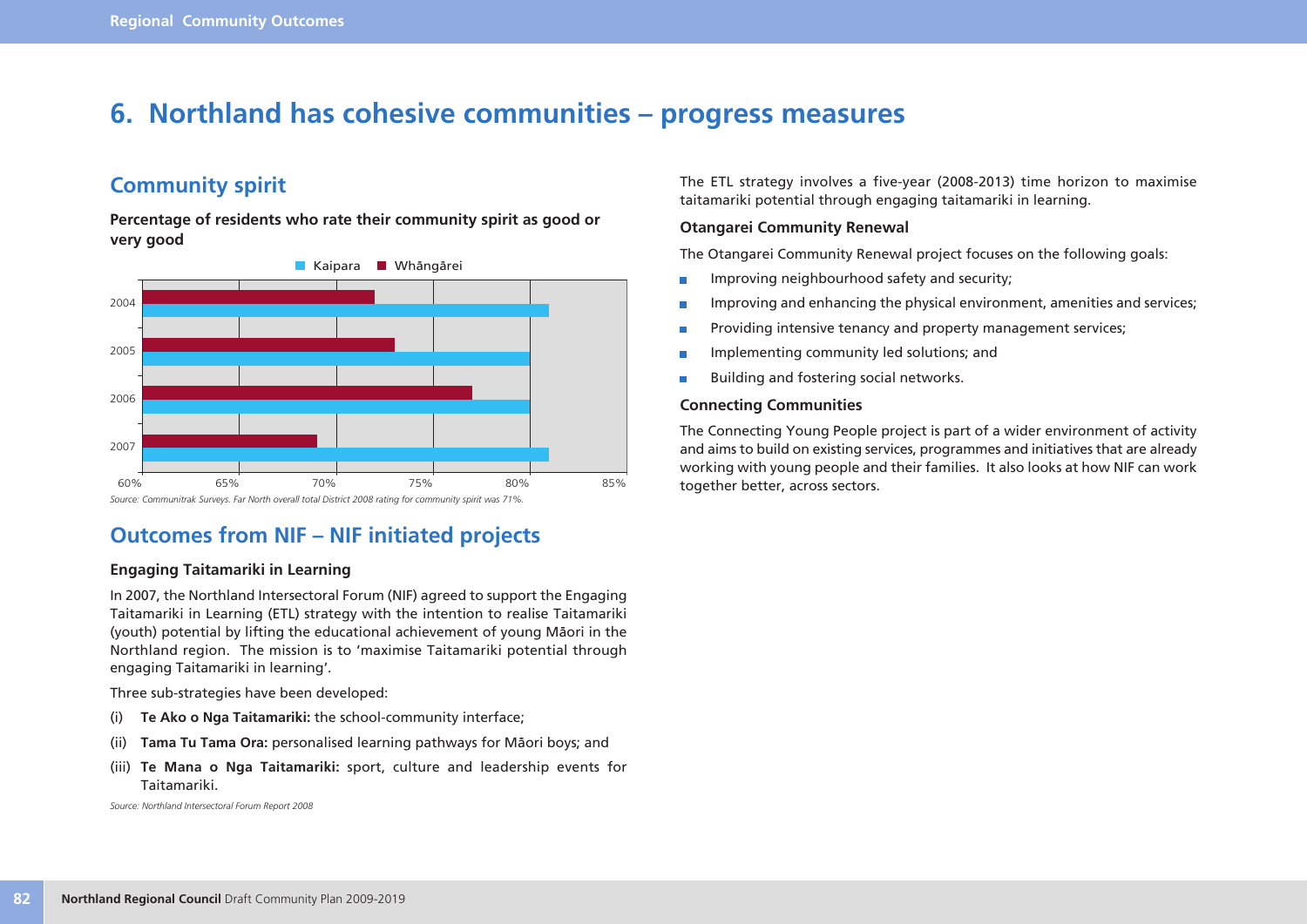# 6. Northland has cohesive communities – progress measures

## Community spirit

**Percentage of residents who rate their community spirit as good or very good**

Kaipara ■ Whāngārei

2004
2005
2006
2007

60% 65% 70% 75% 80% 85%

*Source: Communitrak Surveys. Far North overall total District 2008 rating for community spirit was 71%.*

## Outcomes from NIF – NIF initiated projects

### Engaging Taitamariki in Learning

In 2007, the Northland Intersectoral Forum (NIF) agreed to support the Engaging Taitamariki in Learning (ETL) strategy with the intention to realise Taitamariki (youth) potential by lifting the educational achievement of young Māori in the Northland region. The mission is to 'maximise Taitamariki potential through engaging Taitamariki in learning'.

Three sub-strategies have been developed:

(i) **Te Ako o Nga Taitamariki:** the school-community interface;

(ii) **Tama Tu Tama Ora:** personalised learning pathways for Māori boys; and

(iii) **Te Mana o Nga Taitamariki:** sport, culture and leadership events for Taitamariki.

*Source: Northland Intersectoral Forum Report 2008*

The ETL strategy involves a five-year (2008-2013) time horizon to maximise taitamariki potential through engaging taitamariki in learning.

### Otangarei Community Renewal

The Otangarei Community Renewal project focuses on the following goals:

- Improving neighbourhood safety and security;
- Improving and enhancing the physical environment, amenities and services;
- Providing intensive tenancy and property management services;
- Implementing community led solutions; and
- Building and fostering social networks.

### Connecting Communities

The Connecting Young People project is part of a wider environment of activity and aims to build on existing services, programmes and initiatives that are already working with young people and their families. It also looks at how NIF can work together better, across sectors.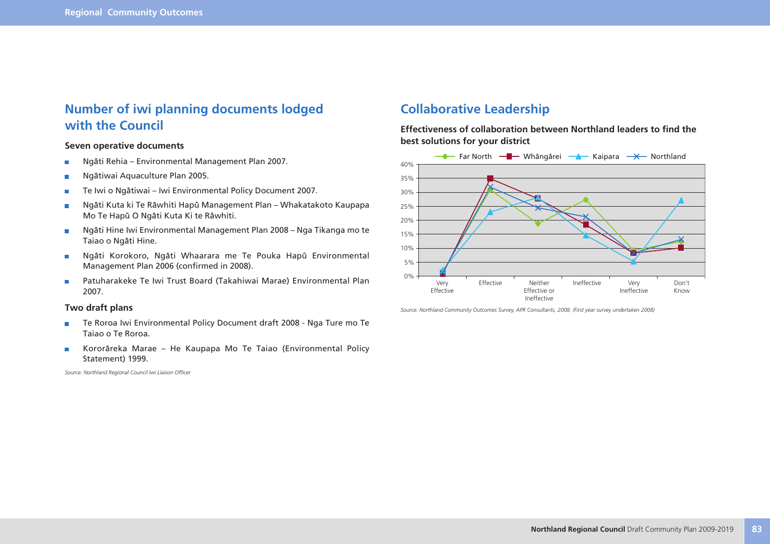## Number of iwi planning documents lodged with the Council

**Seven operative documents**

- Ngāti Rehia – Environmental Management Plan 2007.
- Ngātiwai Aquaculture Plan 2005.
- Te Iwi o Ngātiwai – Iwi Environmental Policy Document 2007.
- Ngāti Kuta ki Te Rāwhiti Hapū Management Plan – Whakatakoto Kaupapa Mo Te Hapū O Ngāti Kuta Ki te Rāwhiti.
- Ngāti Hine Iwi Environmental Management Plan 2008 – Nga Tikanga mo te Taiao o Ngāti Hine.
- Ngāti Korokoro, Ngāti Whaarara me Te Pouka Hapū Environmental Management Plan 2006 (confirmed in 2008).
- Patuharakeke Te Iwi Trust Board (Takahiwai Marae) Environmental Plan 2007.

**Two draft plans**

- Te Roroa Iwi Environmental Policy Document draft 2008 - Nga Ture mo Te Taiao o Te Roroa.
- Kororāreka Marae – He Kaupapa Mo Te Taiao (Environmental Policy Statement) 1999.

*Source: Northland Regional Council Iwi Liaison Officer*

## Collaborative Leadership

**Effectiveness of collaboration between Northland leaders to find the best solutions for your district**

Far North — Whāngārei — Kaipara — Northland

40%
35%
30%
25%
20%
15%
10%
5%
0%

Very Effective | Effective | Neither Effective or Ineffective | Ineffective | Very Ineffective | Don't Know

*Source: Northland Community Outcomes Survey, APR Consultants, 2008. (First year survey undertaken 2008)*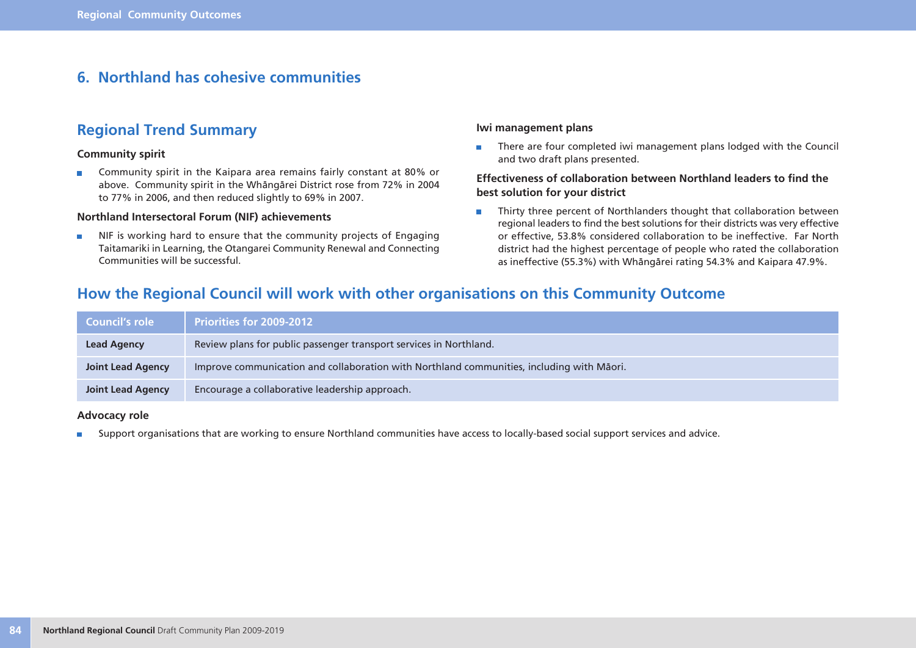## 6. Northland has cohesive communities

### Regional Trend Summary

**Community spirit**

- Community spirit in the Kaipara area remains fairly constant at 80% or above. Community spirit in the Whāngārei District rose from 72% in 2004 to 77% in 2006, and then reduced slightly to 69% in 2007.

**Northland Intersectoral Forum (NIF) achievements**

- NIF is working hard to ensure that the community projects of Engaging Taitamariki in Learning, the Otangarei Community Renewal and Connecting Communities will be successful.

**Iwi management plans**

- There are four completed iwi management plans lodged with the Council and two draft plans presented.

**Effectiveness of collaboration between Northland leaders to find the best solution for your district**

- Thirty three percent of Northlanders thought that collaboration between regional leaders to find the best solutions for their districts was very effective or effective, 53.8% considered collaboration to be ineffective. Far North district had the highest percentage of people who rated the collaboration as ineffective (55.3%) with Whāngārei rating 54.3% and Kaipara 47.9%.

### How the Regional Council will work with other organisations on this Community Outcome

| Council's role | Priorities for 2009-2012 |
|---|---|
| **Lead Agency** | Review plans for public passenger transport services in Northland. |
| **Joint Lead Agency** | Improve communication and collaboration with Northland communities, including with Māori. |
| **Joint Lead Agency** | Encourage a collaborative leadership approach. |

**Advocacy role**

- Support organisations that are working to ensure Northland communities have access to locally-based social support services and advice.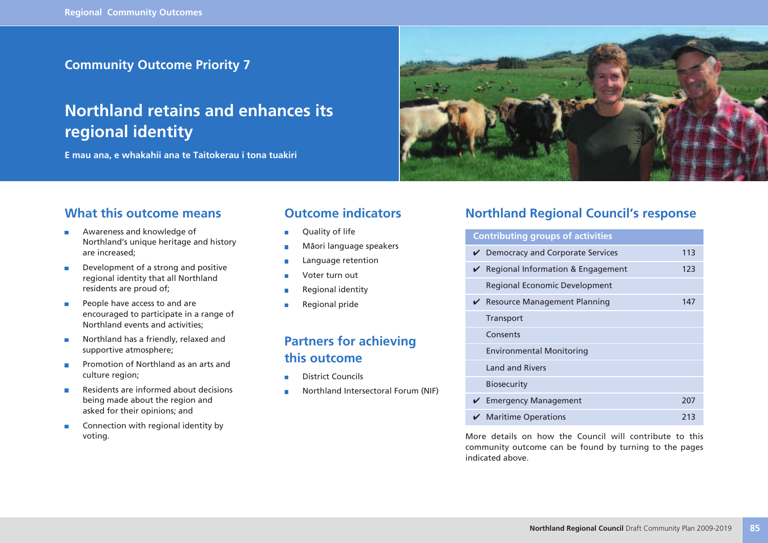Community Outcome Priority 7

# Northland retains and enhances its regional identity

**E mau ana, e whakahii ana te Taitokerau i tona tuakiri**

## What this outcome means

- Awareness and knowledge of Northland's unique heritage and history are increased;
- Development of a strong and positive regional identity that all Northland residents are proud of;
- People have access to and are encouraged to participate in a range of Northland events and activities;
- Northland has a friendly, relaxed and supportive atmosphere;
- Promotion of Northland as an arts and culture region;
- Residents are informed about decisions being made about the region and asked for their opinions; and
- Connection with regional identity by voting.

## Outcome indicators

- Quality of life
- Māori language speakers
- Language retention
- Voter turn out
- Regional identity
- Regional pride

## Partners for achieving this outcome

- District Councils
- Northland Intersectoral Forum (NIF)

## Northland Regional Council's response

| | Contributing groups of activities | |
|---|---|---|
| ✔ | Democracy and Corporate Services | 113 |
| ✔ | Regional Information & Engagement | 123 |
| | Regional Economic Development | |
| ✔ | Resource Management Planning | 147 |
| | Transport | |
| | Consents | |
| | Environmental Monitoring | |
| | Land and Rivers | |
| | Biosecurity | |
| ✔ | Emergency Management | 207 |
| ✔ | Maritime Operations | 213 |

More details on how the Council will contribute to this community outcome can be found by turning to the pages indicated above.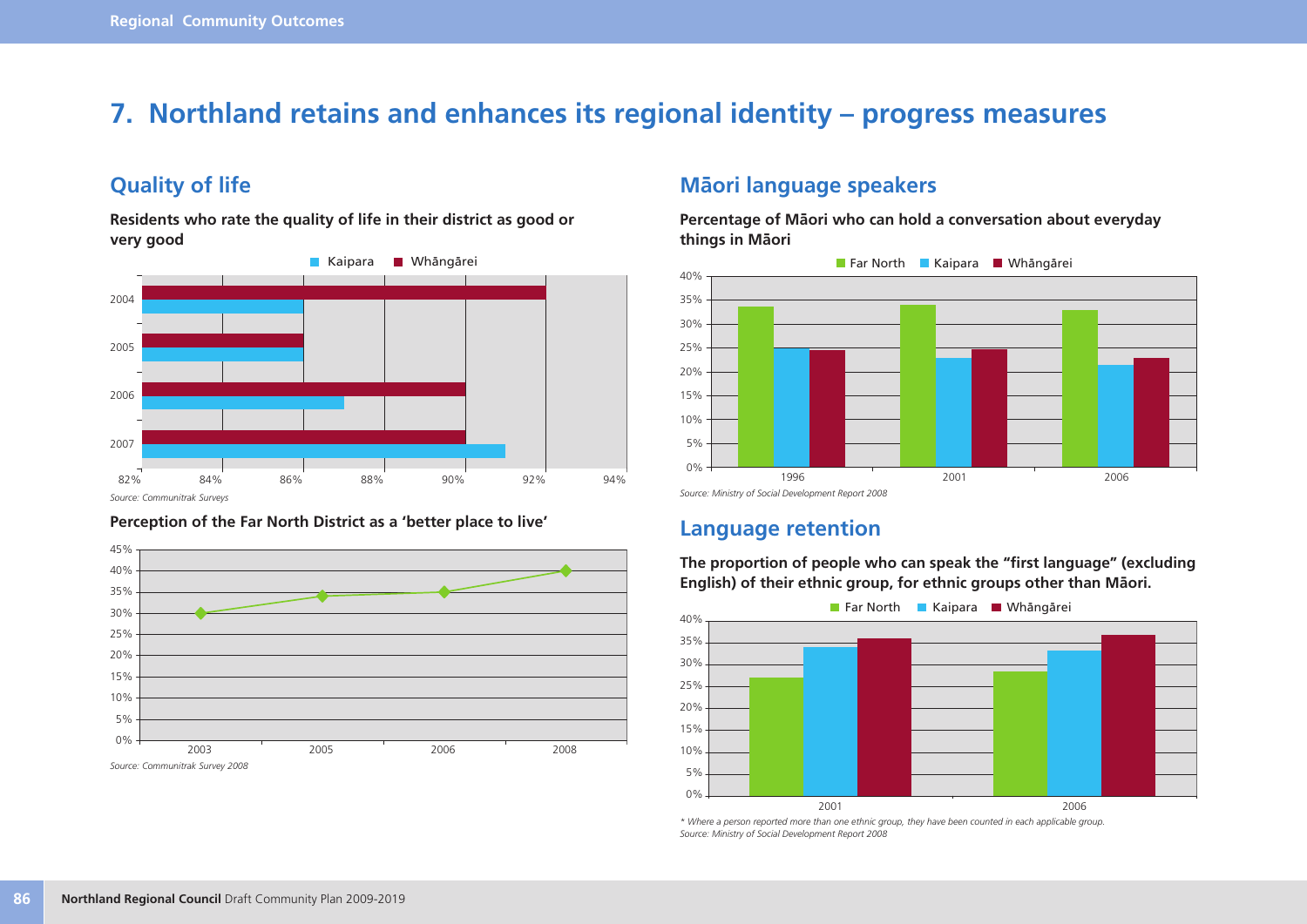# 7. Northland retains and enhances its regional identity – progress measures

## Quality of life

**Residents who rate the quality of life in their district as good or very good**

*Source: Communitrak Surveys*

**Perception of the Far North District as a 'better place to live'**

*Source: Communitrak Survey 2008*

## Māori language speakers

**Percentage of Māori who can hold a conversation about everyday things in Māori**

*Source: Ministry of Social Development Report 2008*

## Language retention

**The proportion of people who can speak the "first language" (excluding English) of their ethnic group, for ethnic groups other than Māori.**

*\* Where a person reported more than one ethnic group, they have been counted in each applicable group.*
*Source: Ministry of Social Development Report 2008*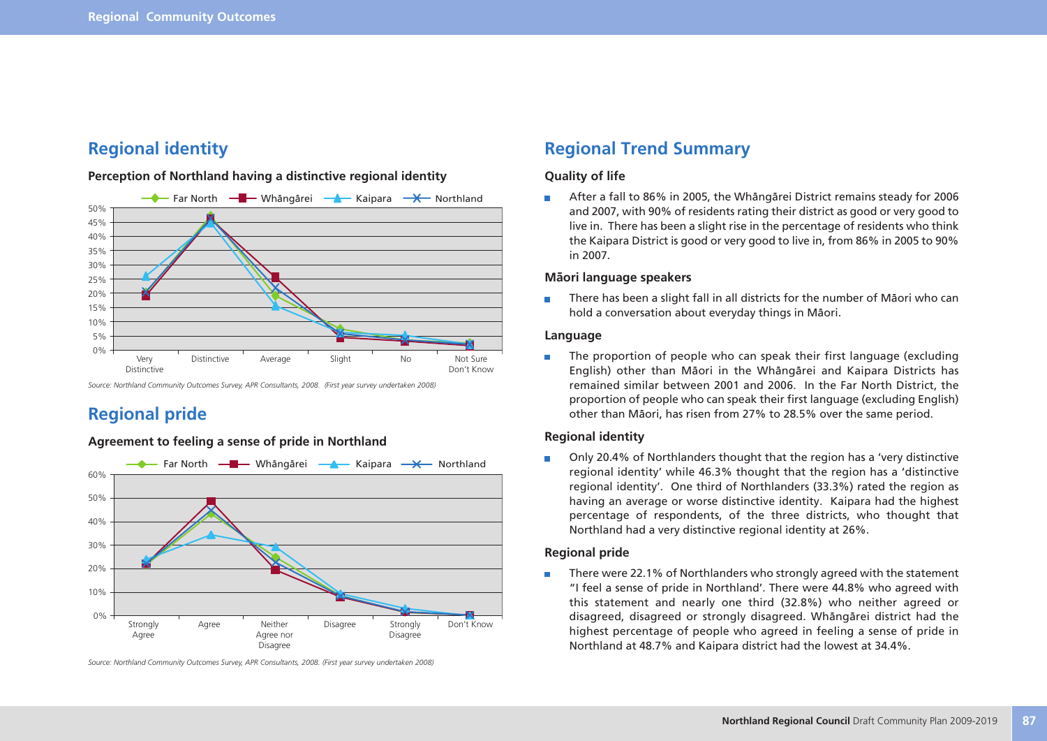## Regional identity

**Perception of Northland having a distinctive regional identity**

*Source: Northland Community Outcomes Survey, APR Consultants, 2008. (First year survey undertaken 2008)*

## Regional pride

**Agreement to feeling a sense of pride in Northland**

*Source: Northland Community Outcomes Survey, APR Consultants, 2008. (First year survey undertaken 2008)*

## Regional Trend Summary

### Quality of life

- After a fall to 86% in 2005, the Whāngārei District remains steady for 2006 and 2007, with 90% of residents rating their district as good or very good to live in. There has been a slight rise in the percentage of residents who think the Kaipara District is good or very good to live in, from 86% in 2005 to 90% in 2007.

### Māori language speakers

- There has been a slight fall in all districts for the number of Māori who can hold a conversation about everyday things in Māori.

### Language

- The proportion of people who can speak their first language (excluding English) other than Māori in the Whāngārei and Kaipara Districts has remained similar between 2001 and 2006. In the Far North District, the proportion of people who can speak their first language (excluding English) other than Māori, has risen from 27% to 28.5% over the same period.

### Regional identity

- Only 20.4% of Northlanders thought that the region has a 'very distinctive regional identity' while 46.3% thought that the region has a 'distinctive regional identity'. One third of Northlanders (33.3%) rated the region as having an average or worse distinctive identity. Kaipara had the highest percentage of respondents, of the three districts, who thought that Northland had a very distinctive regional identity at 26%.

### Regional pride

- There were 22.1% of Northlanders who strongly agreed with the statement "I feel a sense of pride in Northland'. There were 44.8% who agreed with this statement and nearly one third (32.8%) who neither agreed or disagreed, disagreed or strongly disagreed. Whāngārei district had the highest percentage of people who agreed in feeling a sense of pride in Northland at 48.7% and Kaipara district had the lowest at 34.4%.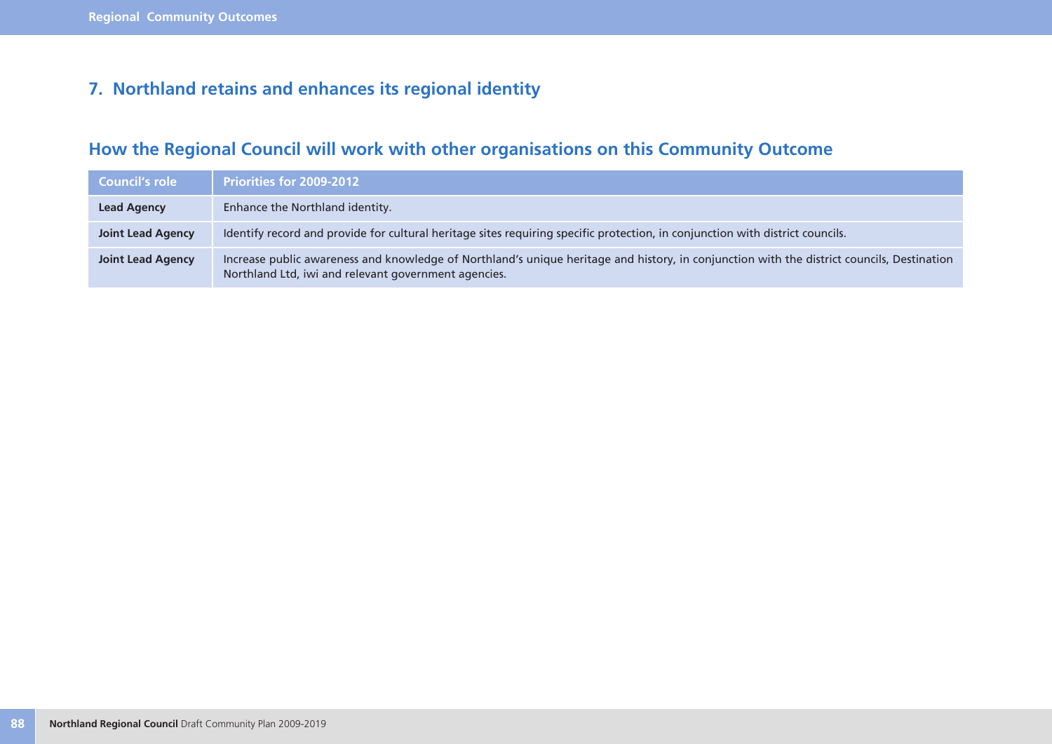## 7. Northland retains and enhances its regional identity

### How the Regional Council will work with other organisations on this Community Outcome

| Council's role | Priorities for 2009-2012 |
|---|---|
| **Lead Agency** | Enhance the Northland identity. |
| **Joint Lead Agency** | Identify record and provide for cultural heritage sites requiring specific protection, in conjunction with district councils. |
| **Joint Lead Agency** | Increase public awareness and knowledge of Northland's unique heritage and history, in conjunction with the district councils, Destination Northland Ltd, iwi and relevant government agencies. |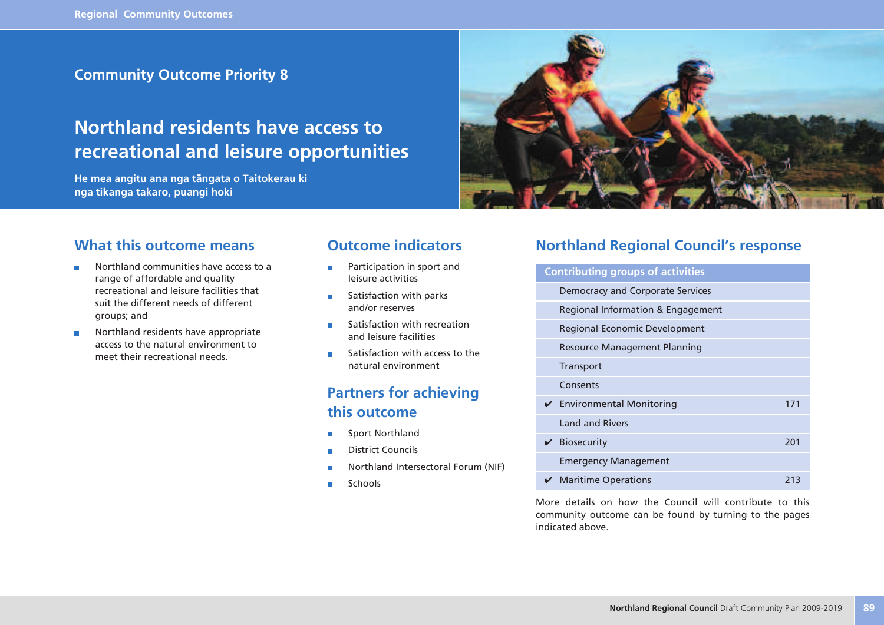Community Outcome Priority 8

# Northland residents have access to recreational and leisure opportunities

**He mea angitu ana nga tāngata o Taitokerau ki nga tikanga takaro, puangi hoki**

## What this outcome means

- Northland communities have access to a range of affordable and quality recreational and leisure facilities that suit the different needs of different groups; and
- Northland residents have appropriate access to the natural environment to meet their recreational needs.

## Outcome indicators

- Participation in sport and leisure activities
- Satisfaction with parks and/or reserves
- Satisfaction with recreation and leisure facilities
- Satisfaction with access to the natural environment

## Partners for achieving this outcome

- Sport Northland
- District Councils
- Northland Intersectoral Forum (NIF)
- Schools

## Northland Regional Council's response

| | Contributing groups of activities | |
|---|---|---|
| | Democracy and Corporate Services | |
| | Regional Information & Engagement | |
| | Regional Economic Development | |
| | Resource Management Planning | |
| | Transport | |
| | Consents | |
| ✔ | Environmental Monitoring | 171 |
| | Land and Rivers | |
| ✔ | Biosecurity | 201 |
| | Emergency Management | |
| ✔ | Maritime Operations | 213 |

More details on how the Council will contribute to this community outcome can be found by turning to the pages indicated above.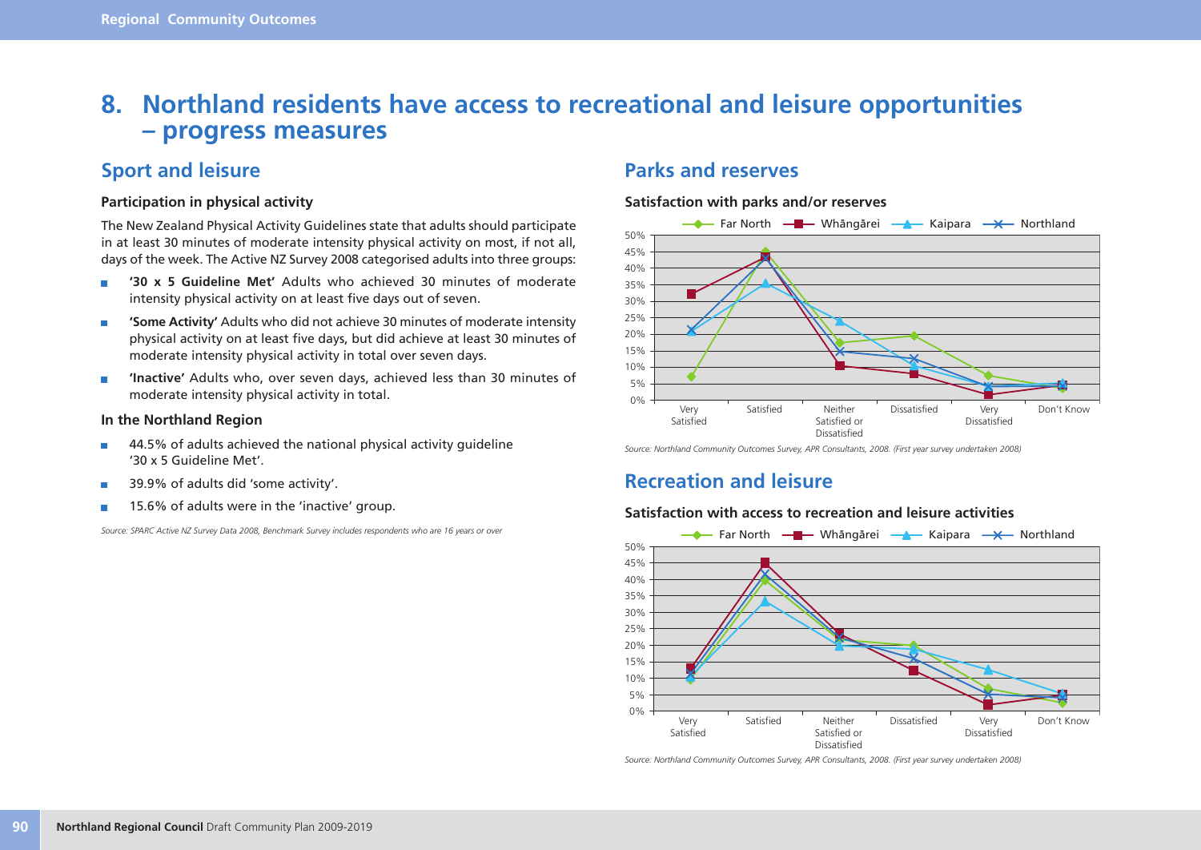# 8. Northland residents have access to recreational and leisure opportunities – progress measures

## Sport and leisure

### Participation in physical activity

The New Zealand Physical Activity Guidelines state that adults should participate in at least 30 minutes of moderate intensity physical activity on most, if not all, days of the week. The Active NZ Survey 2008 categorised adults into three groups:

- **'30 x 5 Guideline Met'** Adults who achieved 30 minutes of moderate intensity physical activity on at least five days out of seven.
- **'Some Activity'** Adults who did not achieve 30 minutes of moderate intensity physical activity on at least five days, but did achieve at least 30 minutes of moderate intensity physical activity in total over seven days.
- **'Inactive'** Adults who, over seven days, achieved less than 30 minutes of moderate intensity physical activity in total.

### In the Northland Region

- 44.5% of adults achieved the national physical activity guideline '30 x 5 Guideline Met'.
- 39.9% of adults did 'some activity'.
- 15.6% of adults were in the 'inactive' group.

*Source: SPARC Active NZ Survey Data 2008, Benchmark Survey includes respondents who are 16 years or over*

## Parks and reserves

### Satisfaction with parks and/or reserves

Legend: Far North, Whāngārei, Kaipara, Northland

Categories: Very Satisfied, Satisfied, Neither Satisfied or Dissatisfied, Dissatisfied, Very Dissatisfied, Don't Know

*Source: Northland Community Outcomes Survey, APR Consultants, 2008. (First year survey undertaken 2008)*

## Recreation and leisure

### Satisfaction with access to recreation and leisure activities

Legend: Far North, Whāngārei, Kaipara, Northland

Categories: Very Satisfied, Satisfied, Neither Satisfied or Dissatisfied, Dissatisfied, Very Dissatisfied, Don't Know

*Source: Northland Community Outcomes Survey, APR Consultants, 2008. (First year survey undertaken 2008)*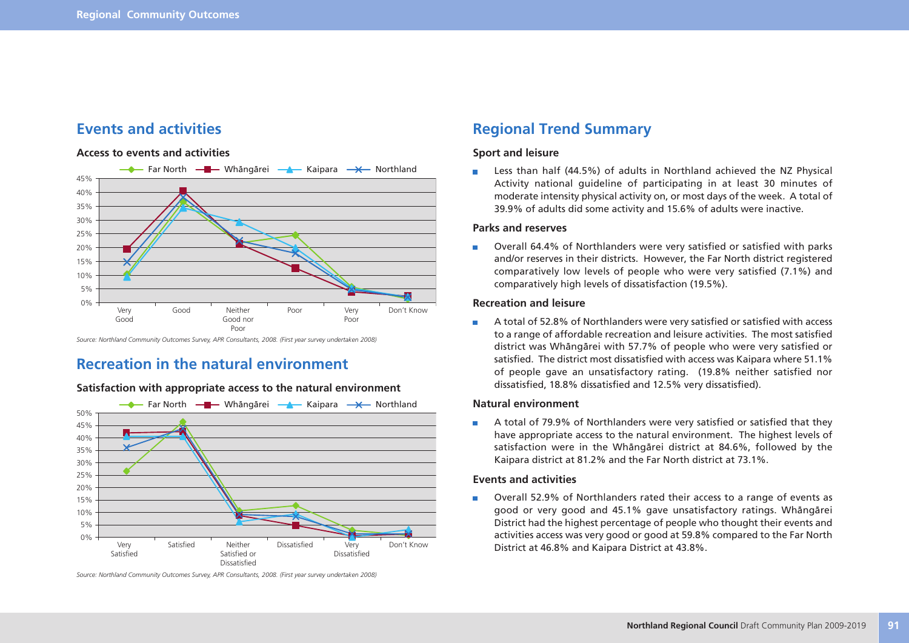## Events and activities

**Access to events and activities**

*Source: Northland Community Outcomes Survey, APR Consultants, 2008. (First year survey undertaken 2008)*

## Recreation in the natural environment

**Satisfaction with appropriate access to the natural environment**

*Source: Northland Community Outcomes Survey, APR Consultants, 2008. (First year survey undertaken 2008)*

## Regional Trend Summary

### Sport and leisure

- Less than half (44.5%) of adults in Northland achieved the NZ Physical Activity national guideline of participating in at least 30 minutes of moderate intensity physical activity on, or most days of the week. A total of 39.9% of adults did some activity and 15.6% of adults were inactive.

### Parks and reserves

- Overall 64.4% of Northlanders were very satisfied or satisfied with parks and/or reserves in their districts. However, the Far North district registered comparatively low levels of people who were very satisfied (7.1%) and comparatively high levels of dissatisfaction (19.5%).

### Recreation and leisure

- A total of 52.8% of Northlanders were very satisfied or satisfied with access to a range of affordable recreation and leisure activities. The most satisfied district was Whāngārei with 57.7% of people who were very satisfied or satisfied. The district most dissatisfied with access was Kaipara where 51.1% of people gave an unsatisfactory rating. (19.8% neither satisfied nor dissatisfied, 18.8% dissatisfied and 12.5% very dissatisfied).

### Natural environment

- A total of 79.9% of Northlanders were very satisfied or satisfied that they have appropriate access to the natural environment. The highest levels of satisfaction were in the Whāngārei district at 84.6%, followed by the Kaipara district at 81.2% and the Far North district at 73.1%.

### Events and activities

- Overall 52.9% of Northlanders rated their access to a range of events as good or very good and 45.1% gave unsatisfactory ratings. Whāngārei District had the highest percentage of people who thought their events and activities access was very good or good at 59.8% compared to the Far North District at 46.8% and Kaipara District at 43.8%.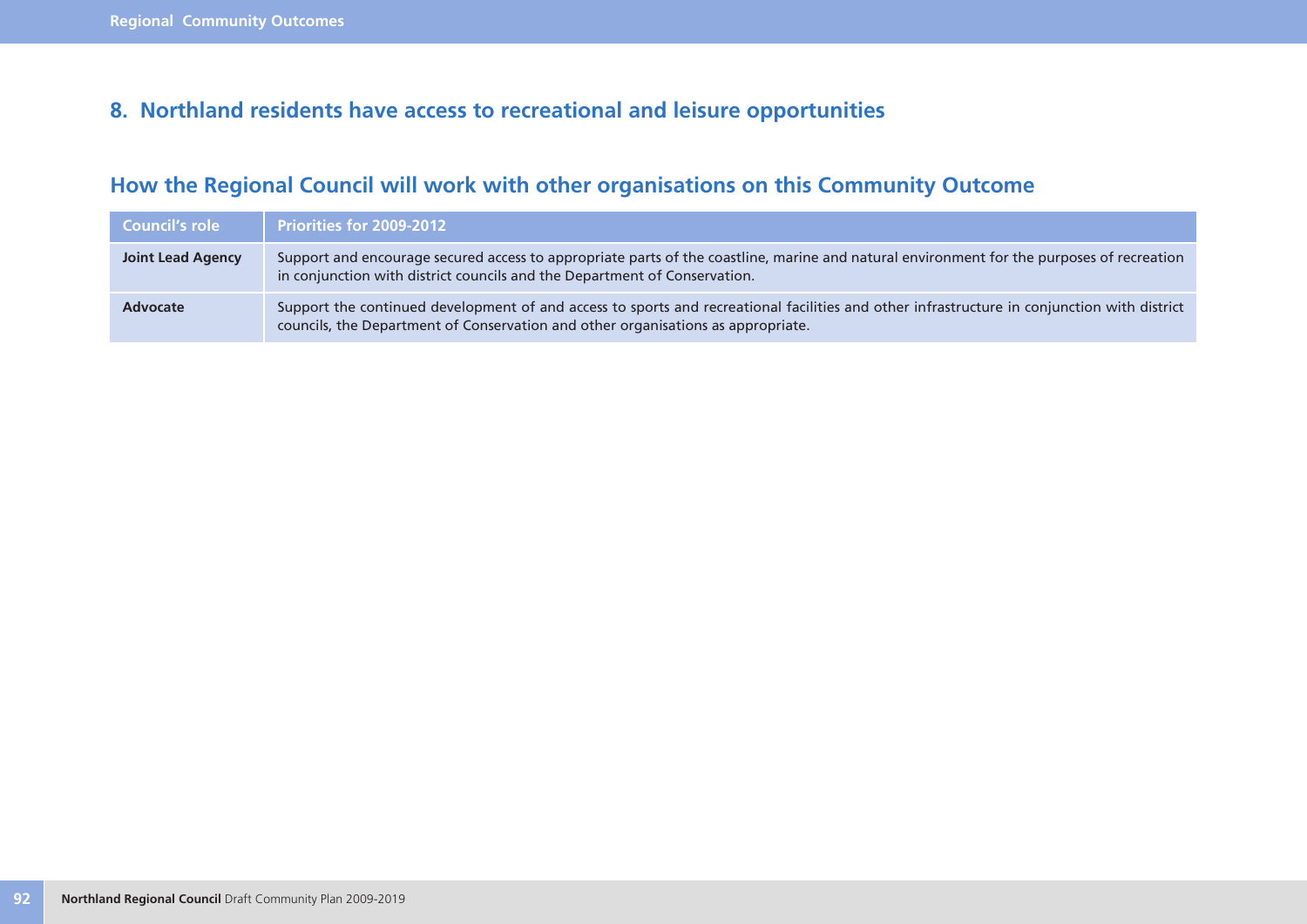## 8. Northland residents have access to recreational and leisure opportunities

## How the Regional Council will work with other organisations on this Community Outcome

| Council's role | Priorities for 2009-2012 |
|---|---|
| **Joint Lead Agency** | Support and encourage secured access to appropriate parts of the coastline, marine and natural environment for the purposes of recreation in conjunction with district councils and the Department of Conservation. |
| **Advocate** | Support the continued development of and access to sports and recreational facilities and other infrastructure in conjunction with district councils, the Department of Conservation and other organisations as appropriate. |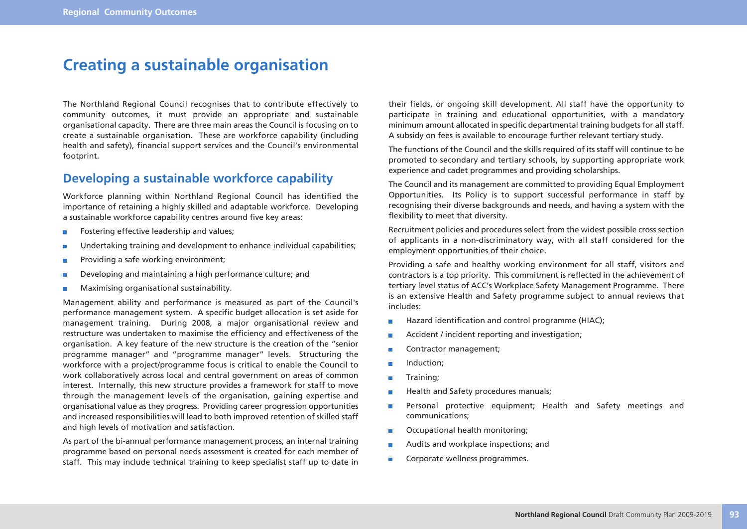# Creating a sustainable organisation

The Northland Regional Council recognises that to contribute effectively to community outcomes, it must provide an appropriate and sustainable organisational capacity. There are three main areas the Council is focusing on to create a sustainable organisation. These are workforce capability (including health and safety), financial support services and the Council's environmental footprint.

## Developing a sustainable workforce capability

Workforce planning within Northland Regional Council has identified the importance of retaining a highly skilled and adaptable workforce. Developing a sustainable workforce capability centres around five key areas:

- Fostering effective leadership and values;
- Undertaking training and development to enhance individual capabilities;
- Providing a safe working environment;
- Developing and maintaining a high performance culture; and
- Maximising organisational sustainability.

Management ability and performance is measured as part of the Council's performance management system. A specific budget allocation is set aside for management training. During 2008, a major organisational review and restructure was undertaken to maximise the efficiency and effectiveness of the organisation. A key feature of the new structure is the creation of the "senior programme manager" and "programme manager" levels. Structuring the workforce with a project/programme focus is critical to enable the Council to work collaboratively across local and central government on areas of common interest. Internally, this new structure provides a framework for staff to move through the management levels of the organisation, gaining expertise and organisational value as they progress. Providing career progression opportunities and increased responsibilities will lead to both improved retention of skilled staff and high levels of motivation and satisfaction.

As part of the bi-annual performance management process, an internal training programme based on personal needs assessment is created for each member of staff. This may include technical training to keep specialist staff up to date in their fields, or ongoing skill development. All staff have the opportunity to participate in training and educational opportunities, with a mandatory minimum amount allocated in specific departmental training budgets for all staff. A subsidy on fees is available to encourage further relevant tertiary study.

The functions of the Council and the skills required of its staff will continue to be promoted to secondary and tertiary schools, by supporting appropriate work experience and cadet programmes and providing scholarships.

The Council and its management are committed to providing Equal Employment Opportunities. Its Policy is to support successful performance in staff by recognising their diverse backgrounds and needs, and having a system with the flexibility to meet that diversity.

Recruitment policies and procedures select from the widest possible cross section of applicants in a non-discriminatory way, with all staff considered for the employment opportunities of their choice.

Providing a safe and healthy working environment for all staff, visitors and contractors is a top priority. This commitment is reflected in the achievement of tertiary level status of ACC's Workplace Safety Management Programme. There is an extensive Health and Safety programme subject to annual reviews that includes:

- Hazard identification and control programme (HIAC);
- Accident / incident reporting and investigation;
- Contractor management;
- Induction;
- Training;
- Health and Safety procedures manuals;
- Personal protective equipment; Health and Safety meetings and communications;
- Occupational health monitoring;
- Audits and workplace inspections; and
- Corporate wellness programmes.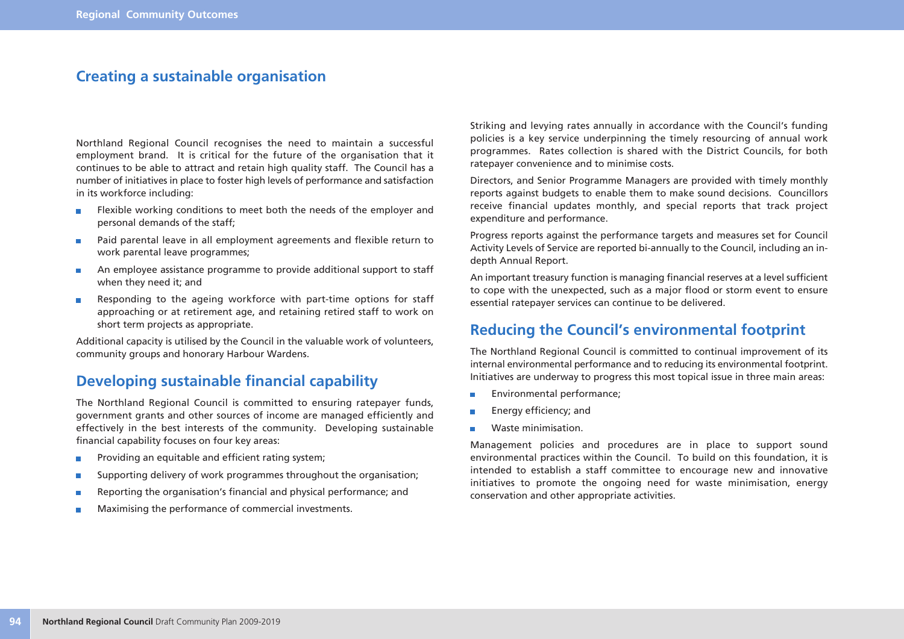## Creating a sustainable organisation

Northland Regional Council recognises the need to maintain a successful employment brand. It is critical for the future of the organisation that it continues to be able to attract and retain high quality staff. The Council has a number of initiatives in place to foster high levels of performance and satisfaction in its workforce including:

- Flexible working conditions to meet both the needs of the employer and personal demands of the staff;
- Paid parental leave in all employment agreements and flexible return to work parental leave programmes;
- An employee assistance programme to provide additional support to staff when they need it; and
- Responding to the ageing workforce with part-time options for staff approaching or at retirement age, and retaining retired staff to work on short term projects as appropriate.

Additional capacity is utilised by the Council in the valuable work of volunteers, community groups and honorary Harbour Wardens.

## Developing sustainable financial capability

The Northland Regional Council is committed to ensuring ratepayer funds, government grants and other sources of income are managed efficiently and effectively in the best interests of the community. Developing sustainable financial capability focuses on four key areas:

- Providing an equitable and efficient rating system;
- Supporting delivery of work programmes throughout the organisation;
- Reporting the organisation's financial and physical performance; and
- Maximising the performance of commercial investments.

Striking and levying rates annually in accordance with the Council's funding policies is a key service underpinning the timely resourcing of annual work programmes. Rates collection is shared with the District Councils, for both ratepayer convenience and to minimise costs.

Directors, and Senior Programme Managers are provided with timely monthly reports against budgets to enable them to make sound decisions. Councillors receive financial updates monthly, and special reports that track project expenditure and performance.

Progress reports against the performance targets and measures set for Council Activity Levels of Service are reported bi-annually to the Council, including an in-depth Annual Report.

An important treasury function is managing financial reserves at a level sufficient to cope with the unexpected, such as a major flood or storm event to ensure essential ratepayer services can continue to be delivered.

## Reducing the Council's environmental footprint

The Northland Regional Council is committed to continual improvement of its internal environmental performance and to reducing its environmental footprint. Initiatives are underway to progress this most topical issue in three main areas:

- Environmental performance;
- Energy efficiency; and
- Waste minimisation.

Management policies and procedures are in place to support sound environmental practices within the Council. To build on this foundation, it is intended to establish a staff committee to encourage new and innovative initiatives to promote the ongoing need for waste minimisation, energy conservation and other appropriate activities.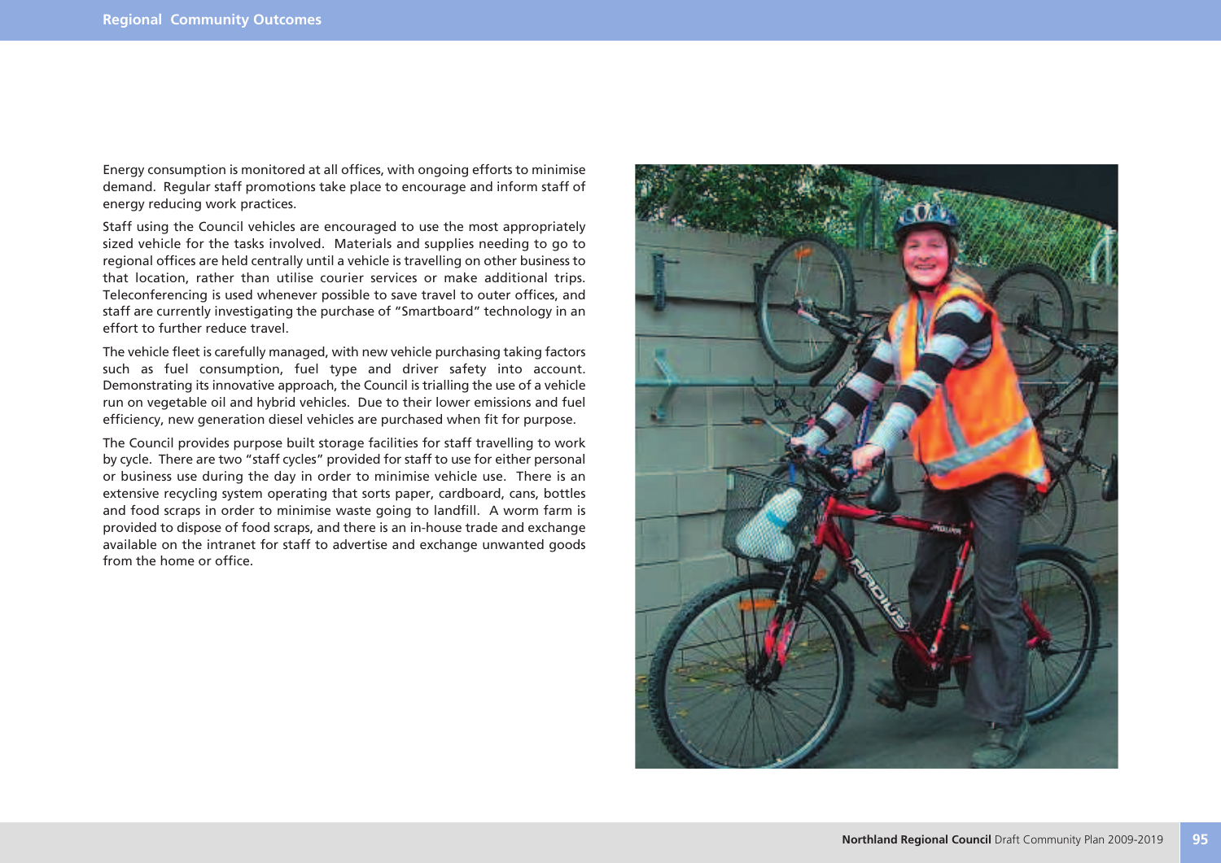Energy consumption is monitored at all offices, with ongoing efforts to minimise demand. Regular staff promotions take place to encourage and inform staff of energy reducing work practices.

Staff using the Council vehicles are encouraged to use the most appropriately sized vehicle for the tasks involved. Materials and supplies needing to go to regional offices are held centrally until a vehicle is travelling on other business to that location, rather than utilise courier services or make additional trips. Teleconferencing is used whenever possible to save travel to outer offices, and staff are currently investigating the purchase of "Smartboard" technology in an effort to further reduce travel.

The vehicle fleet is carefully managed, with new vehicle purchasing taking factors such as fuel consumption, fuel type and driver safety into account. Demonstrating its innovative approach, the Council is trialling the use of a vehicle run on vegetable oil and hybrid vehicles. Due to their lower emissions and fuel efficiency, new generation diesel vehicles are purchased when fit for purpose.

The Council provides purpose built storage facilities for staff travelling to work by cycle. There are two "staff cycles" provided for staff to use for either personal or business use during the day in order to minimise vehicle use. There is an extensive recycling system operating that sorts paper, cardboard, cans, bottles and food scraps in order to minimise waste going to landfill. A worm farm is provided to dispose of food scraps, and there is an in-house trade and exchange available on the intranet for staff to advertise and exchange unwanted goods from the home or office.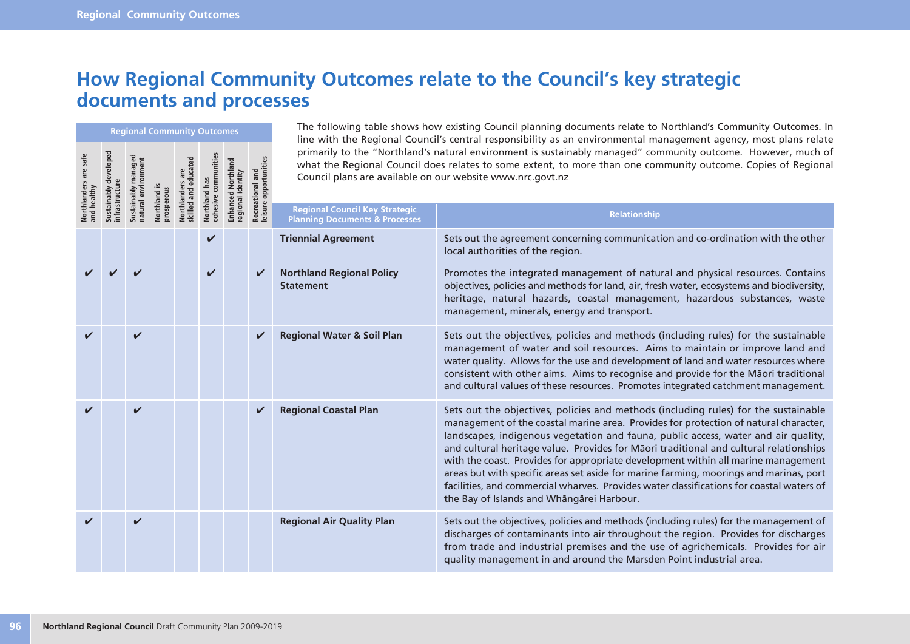# How Regional Community Outcomes relate to the Council's key strategic documents and processes

The following table shows how existing Council planning documents relate to Northland's Community Outcomes. In line with the Regional Council's central responsibility as an environmental management agency, most plans relate primarily to the "Northland's natural environment is sustainably managed" community outcome. However, much of what the Regional Council does relates to some extent, to more than one community outcome. Copies of Regional Council plans are available on our website www.nrc.govt.nz

| Regional Community Outcomes | | | | | | | | | |
|---|---|---|---|---|---|---|---|---|---|
| Northlanders are safe and healthy | Sustainably developed infrastructure | Sustainably managed natural environment | Northland is prosperous | Northlanders are skilled and educated | Northland has cohesive communities | Enhanced Northland regional identity | Recreational and leisure opportunities | Regional Council Key Strategic Planning Documents & Processes | Relationship |
| | | | | | ✔ | | | **Triennial Agreement** | Sets out the agreement concerning communication and co-ordination with the other local authorities of the region. |
| ✔ | ✔ | ✔ | | | ✔ | | ✔ | **Northland Regional Policy Statement** | Promotes the integrated management of natural and physical resources. Contains objectives, policies and methods for land, air, fresh water, ecosystems and biodiversity, heritage, natural hazards, coastal management, hazardous substances, waste management, minerals, energy and transport. |
| ✔ | | ✔ | | | | | ✔ | **Regional Water & Soil Plan** | Sets out the objectives, policies and methods (including rules) for the sustainable management of water and soil resources. Aims to maintain or improve land and water quality. Allows for the use and development of land and water resources where consistent with other aims. Aims to recognise and provide for the Māori traditional and cultural values of these resources. Promotes integrated catchment management. |
| ✔ | | ✔ | | | | | ✔ | **Regional Coastal Plan** | Sets out the objectives, policies and methods (including rules) for the sustainable management of the coastal marine area. Provides for protection of natural character, landscapes, indigenous vegetation and fauna, public access, water and air quality, and cultural heritage value. Provides for Māori traditional and cultural relationships with the coast. Provides for appropriate development within all marine management areas but with specific areas set aside for marine farming, moorings and marinas, port facilities, and commercial wharves. Provides water classifications for coastal waters of the Bay of Islands and Whāngārei Harbour. |
| ✔ | | ✔ | | | | | | **Regional Air Quality Plan** | Sets out the objectives, policies and methods (including rules) for the management of discharges of contaminants into air throughout the region. Provides for discharges from trade and industrial premises and the use of agrichemicals. Provides for air quality management in and around the Marsden Point industrial area. |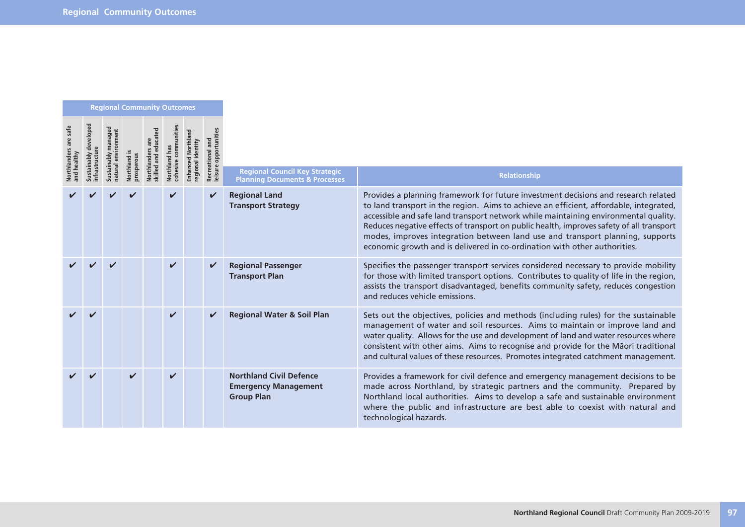## Regional Community Outcomes

| Regional Community Outcomes | | | | | | | | | |
|---|---|---|---|---|---|---|---|---|---|
| Northlanders are safe and healthy | Sustainably developed infrastructure | Sustainably managed natural environment | Northland is prosperous | Northlanders are skilled and educated | Northland has cohesive communities | Enhanced Northland regional identity | Recreational and leisure opportunities | Regional Council Key Strategic Planning Documents & Processes | Relationship |
| ✔ | ✔ | ✔ | ✔ | | ✔ | | ✔ | **Regional Land Transport Strategy** | Provides a planning framework for future investment decisions and research related to land transport in the region. Aims to achieve an efficient, affordable, integrated, accessible and safe land transport network while maintaining environmental quality. Reduces negative effects of transport on public health, improves safety of all transport modes, improves integration between land use and transport planning, supports economic growth and is delivered in co-ordination with other authorities. |
| ✔ | ✔ | ✔ | | | ✔ | | ✔ | **Regional Passenger Transport Plan** | Specifies the passenger transport services considered necessary to provide mobility for those with limited transport options. Contributes to quality of life in the region, assists the transport disadvantaged, benefits community safety, reduces congestion and reduces vehicle emissions. |
| ✔ | ✔ | | | | ✔ | | ✔ | **Regional Water & Soil Plan** | Sets out the objectives, policies and methods (including rules) for the sustainable management of water and soil resources. Aims to maintain or improve land and water quality. Allows for the use and development of land and water resources where consistent with other aims. Aims to recognise and provide for the Māori traditional and cultural values of these resources. Promotes integrated catchment management. |
| ✔ | ✔ | | ✔ | | ✔ | | | **Northland Civil Defence Emergency Management Group Plan** | Provides a framework for civil defence and emergency management decisions to be made across Northland, by strategic partners and the community. Prepared by Northland local authorities. Aims to develop a safe and sustainable environment where the public and infrastructure are best able to coexist with natural and technological hazards. |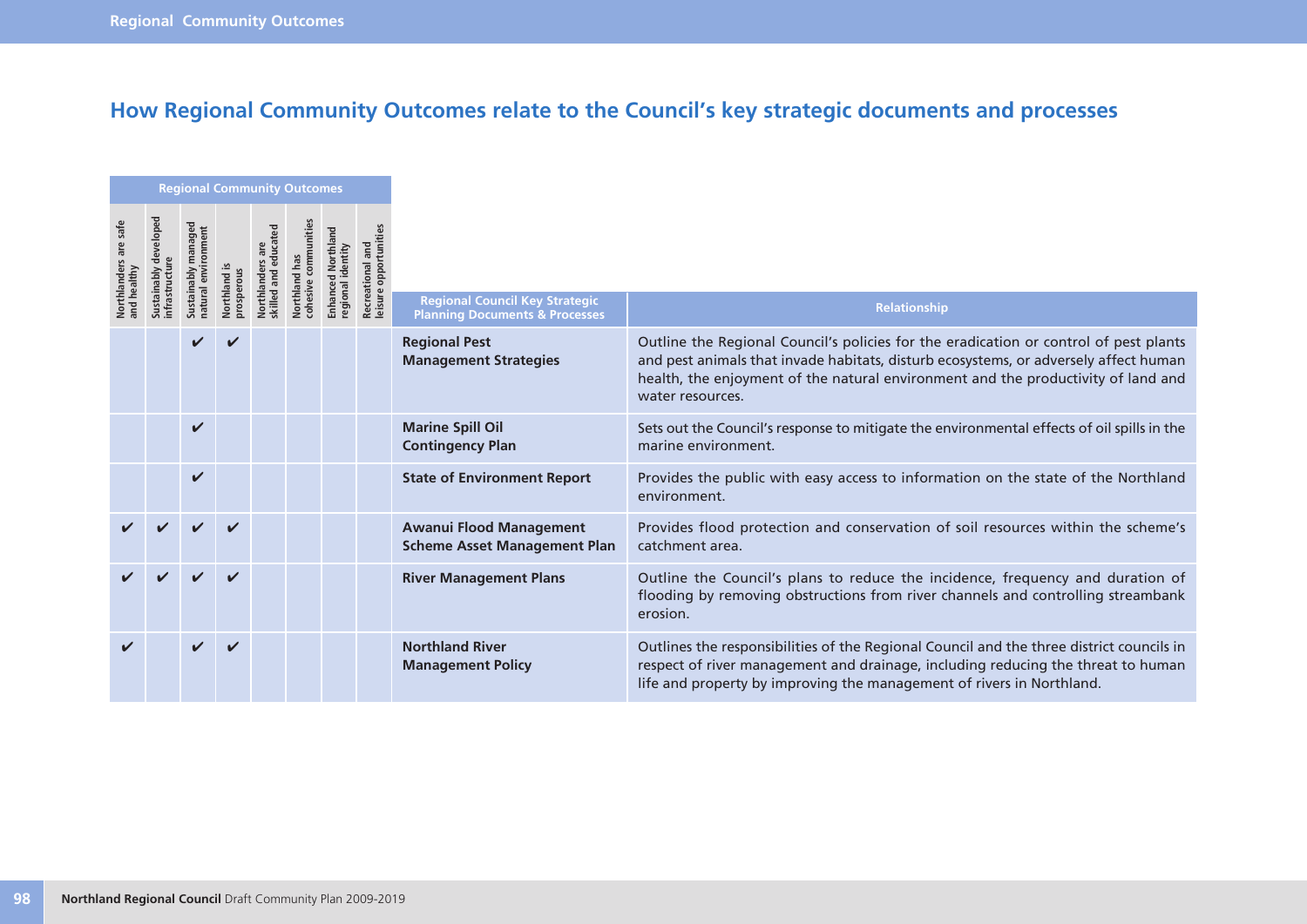## How Regional Community Outcomes relate to the Council's key strategic documents and processes

| Regional Community Outcomes | | | | | | | | | |
|---|---|---|---|---|---|---|---|---|---|
| Northlanders are safe and healthy | Sustainably developed infrastructure | Sustainably managed natural environment | Northland is prosperous | Northlanders are skilled and educated | Northland has cohesive communities | Enhanced Northland regional identity | Recreational and leisure opportunities | Regional Council Key Strategic Planning Documents & Processes | Relationship |
| | | ✔ | ✔ | | | | | **Regional Pest Management Strategies** | Outline the Regional Council's policies for the eradication or control of pest plants and pest animals that invade habitats, disturb ecosystems, or adversely affect human health, the enjoyment of the natural environment and the productivity of land and water resources. |
| | | ✔ | | | | | | **Marine Spill Oil Contingency Plan** | Sets out the Council's response to mitigate the environmental effects of oil spills in the marine environment. |
| | | ✔ | | | | | | **State of Environment Report** | Provides the public with easy access to information on the state of the Northland environment. |
| ✔ | ✔ | ✔ | ✔ | | | | | **Awanui Flood Management Scheme Asset Management Plan** | Provides flood protection and conservation of soil resources within the scheme's catchment area. |
| ✔ | ✔ | ✔ | ✔ | | | | | **River Management Plans** | Outline the Council's plans to reduce the incidence, frequency and duration of flooding by removing obstructions from river channels and controlling streambank erosion. |
| ✔ | | ✔ | ✔ | | | | | **Northland River Management Policy** | Outlines the responsibilities of the Regional Council and the three district councils in respect of river management and drainage, including reducing the threat to human life and property by improving the management of rivers in Northland. |